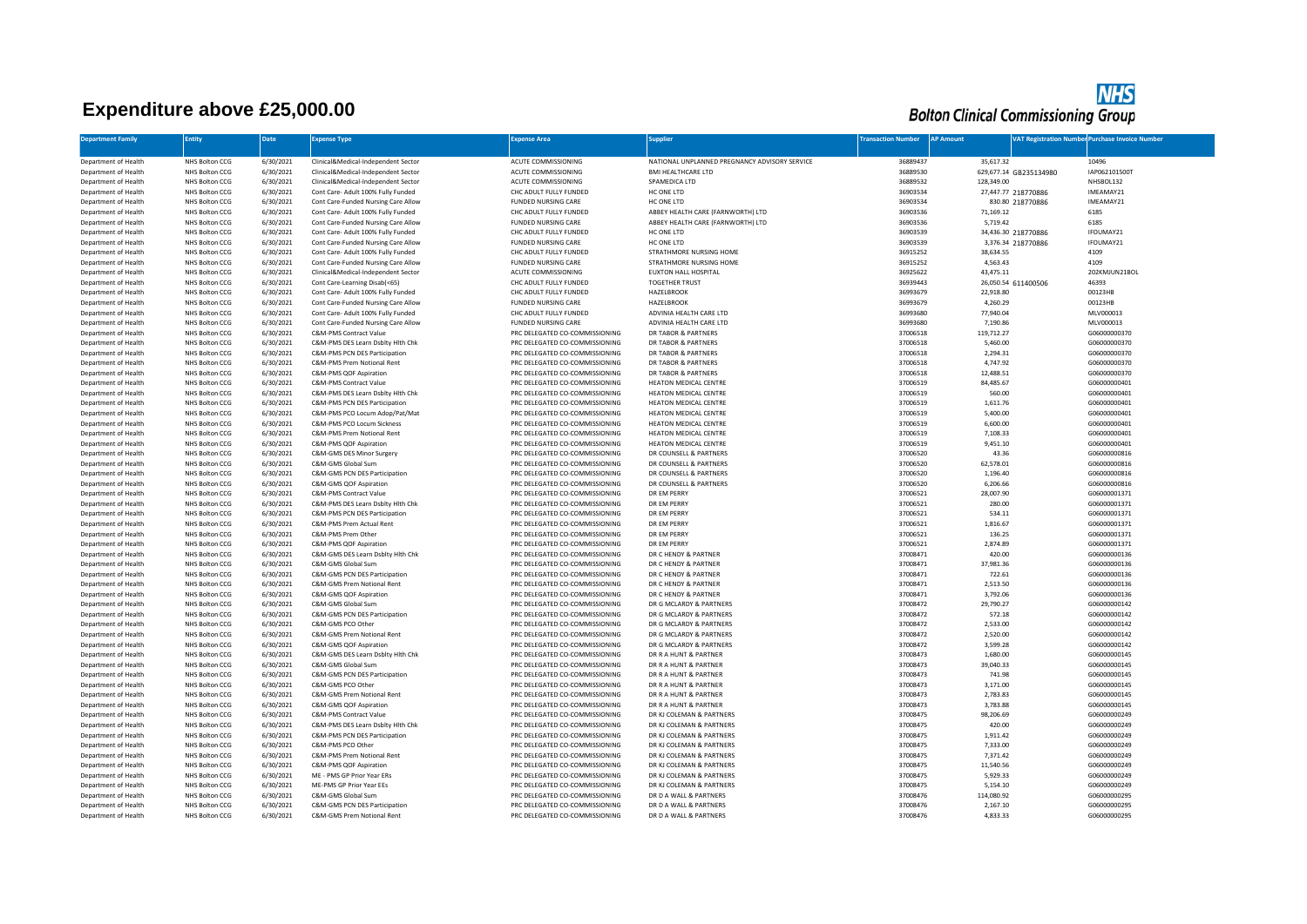# Expenditure above £25,000.00

**NHS Bolton Clinical Commissioning Group**

| Department Family | Entity | Date | Expense Type | Expense Area | Supplier | Transaction Number | AP Amount | VAT Registration Number | Purchase Invoice Number |
|---|---|---|---|---|---|---|---|---|---|
| Department of Health | NHS Bolton CCG | 6/30/2021 | Clinical&Medical-Independent Sector | ACUTE COMMISSIONING | NATIONAL UNPLANNED PREGNANCY ADVISORY SERVICE | 36889437 | 35,617.32 | | 10496 |
| Department of Health | NHS Bolton CCG | 6/30/2021 | Clinical&Medical-Independent Sector | ACUTE COMMISSIONING | BMI HEALTHCARE LTD | 36889530 | 629,677.14 | GB235134980 | IAP062101500T |
| Department of Health | NHS Bolton CCG | 6/30/2021 | Clinical&Medical-Independent Sector | ACUTE COMMISSIONING | SPAMEDICA LTD | 36889532 | 128,349.00 | | NHSBOL132 |
| Department of Health | NHS Bolton CCG | 6/30/2021 | Cont Care- Adult 100% Fully Funded | CHC ADULT FULLY FUNDED | HC ONE LTD | 36903534 | 27,447.77 | 218770886 | IMEAMAY21 |
| Department of Health | NHS Bolton CCG | 6/30/2021 | Cont Care-Funded Nursing Care Allow | FUNDED NURSING CARE | HC ONE LTD | 36903534 | 830.80 | 218770886 | IMEAMAY21 |
| Department of Health | NHS Bolton CCG | 6/30/2021 | Cont Care- Adult 100% Fully Funded | CHC ADULT FULLY FUNDED | ABBEY HEALTH CARE (FARNWORTH) LTD | 36903536 | 71,169.12 | | 6185 |
| Department of Health | NHS Bolton CCG | 6/30/2021 | Cont Care-Funded Nursing Care Allow | FUNDED NURSING CARE | ABBEY HEALTH CARE (FARNWORTH) LTD | 36903536 | 5,719.42 | | 6185 |
| Department of Health | NHS Bolton CCG | 6/30/2021 | Cont Care- Adult 100% Fully Funded | CHC ADULT FULLY FUNDED | HC ONE LTD | 36903539 | 34,436.30 | 218770886 | IFOUMAY21 |
| Department of Health | NHS Bolton CCG | 6/30/2021 | Cont Care-Funded Nursing Care Allow | FUNDED NURSING CARE | HC ONE LTD | 36903539 | 3,376.34 | 218770886 | IFOUMAY21 |
| Department of Health | NHS Bolton CCG | 6/30/2021 | Cont Care- Adult 100% Fully Funded | CHC ADULT FULLY FUNDED | STRATHMORE NURSING HOME | 36915252 | 38,634.55 | | 4109 |
| Department of Health | NHS Bolton CCG | 6/30/2021 | Cont Care-Funded Nursing Care Allow | FUNDED NURSING CARE | STRATHMORE NURSING HOME | 36915252 | 4,563.43 | | 4109 |
| Department of Health | NHS Bolton CCG | 6/30/2021 | Clinical&Medical-Independent Sector | ACUTE COMMISSIONING | EUXTON HALL HOSPITAL | 36925622 | 43,475.11 | | 202KMJUN21BOL |
| Department of Health | NHS Bolton CCG | 6/30/2021 | Cont Care-Learning Disab(<65) | CHC ADULT FULLY FUNDED | TOGETHER TRUST | 36939443 | 26,050.54 | 611400506 | 46393 |
| Department of Health | NHS Bolton CCG | 6/30/2021 | Cont Care- Adult 100% Fully Funded | CHC ADULT FULLY FUNDED | HAZELBROOK | 36993679 | 22,918.80 | | 00123HB |
| Department of Health | NHS Bolton CCG | 6/30/2021 | Cont Care-Funded Nursing Care Allow | FUNDED NURSING CARE | HAZELBROOK | 36993679 | 4,260.29 | | 00123HB |
| Department of Health | NHS Bolton CCG | 6/30/2021 | Cont Care- Adult 100% Fully Funded | CHC ADULT FULLY FUNDED | ADVINIA HEALTH CARE LTD | 36993680 | 77,940.04 | | MLV000013 |
| Department of Health | NHS Bolton CCG | 6/30/2021 | Cont Care-Funded Nursing Care Allow | FUNDED NURSING CARE | ADVINIA HEALTH CARE LTD | 36993680 | 7,190.86 | | MLV000013 |
| Department of Health | NHS Bolton CCG | 6/30/2021 | C&M-PMS Contract Value | PRC DELEGATED CO-COMMISSIONING | DR TABOR & PARTNERS | 37006518 | 119,712.27 | | G06000000370 |
| Department of Health | NHS Bolton CCG | 6/30/2021 | C&M-PMS DES Learn Dsblty Hlth Chk | PRC DELEGATED CO-COMMISSIONING | DR TABOR & PARTNERS | 37006518 | 5,460.00 | | G06000000370 |
| Department of Health | NHS Bolton CCG | 6/30/2021 | C&M-PMS PCN DES Participation | PRC DELEGATED CO-COMMISSIONING | DR TABOR & PARTNERS | 37006518 | 2,294.31 | | G06000000370 |
| Department of Health | NHS Bolton CCG | 6/30/2021 | C&M-PMS Prem Notional Rent | PRC DELEGATED CO-COMMISSIONING | DR TABOR & PARTNERS | 37006518 | 4,747.92 | | G06000000370 |
| Department of Health | NHS Bolton CCG | 6/30/2021 | C&M-PMS QOF Aspiration | PRC DELEGATED CO-COMMISSIONING | DR TABOR & PARTNERS | 37006518 | 12,488.51 | | G06000000370 |
| Department of Health | NHS Bolton CCG | 6/30/2021 | C&M-PMS Contract Value | PRC DELEGATED CO-COMMISSIONING | HEATON MEDICAL CENTRE | 37006519 | 84,485.67 | | G06000000401 |
| Department of Health | NHS Bolton CCG | 6/30/2021 | C&M-PMS DES Learn Dsblty Hlth Chk | PRC DELEGATED CO-COMMISSIONING | HEATON MEDICAL CENTRE | 37006519 | 560.00 | | G06000000401 |
| Department of Health | NHS Bolton CCG | 6/30/2021 | C&M-PMS PCN DES Participation | PRC DELEGATED CO-COMMISSIONING | HEATON MEDICAL CENTRE | 37006519 | 1,611.76 | | G06000000401 |
| Department of Health | NHS Bolton CCG | 6/30/2021 | C&M-PMS PCO Locum Adop/Pat/Mat | PRC DELEGATED CO-COMMISSIONING | HEATON MEDICAL CENTRE | 37006519 | 5,400.00 | | G06000000401 |
| Department of Health | NHS Bolton CCG | 6/30/2021 | C&M-PMS PCO Locum Sickness | PRC DELEGATED CO-COMMISSIONING | HEATON MEDICAL CENTRE | 37006519 | 6,600.00 | | G06000000401 |
| Department of Health | NHS Bolton CCG | 6/30/2021 | C&M-PMS Prem Notional Rent | PRC DELEGATED CO-COMMISSIONING | HEATON MEDICAL CENTRE | 37006519 | 7,108.33 | | G06000000401 |
| Department of Health | NHS Bolton CCG | 6/30/2021 | C&M-PMS QOF Aspiration | PRC DELEGATED CO-COMMISSIONING | HEATON MEDICAL CENTRE | 37006519 | 9,451.10 | | G06000000401 |
| Department of Health | NHS Bolton CCG | 6/30/2021 | C&M-GMS DES Minor Surgery | PRC DELEGATED CO-COMMISSIONING | DR COUNSELL & PARTNERS | 37006520 | 43.36 | | G06000000816 |
| Department of Health | NHS Bolton CCG | 6/30/2021 | C&M-GMS Global Sum | PRC DELEGATED CO-COMMISSIONING | DR COUNSELL & PARTNERS | 37006520 | 62,578.01 | | G06000000816 |
| Department of Health | NHS Bolton CCG | 6/30/2021 | C&M-GMS PCN DES Participation | PRC DELEGATED CO-COMMISSIONING | DR COUNSELL & PARTNERS | 37006520 | 1,196.40 | | G06000000816 |
| Department of Health | NHS Bolton CCG | 6/30/2021 | C&M-GMS QOF Aspiration | PRC DELEGATED CO-COMMISSIONING | DR COUNSELL & PARTNERS | 37006520 | 6,206.66 | | G06000000816 |
| Department of Health | NHS Bolton CCG | 6/30/2021 | C&M-PMS Contract Value | PRC DELEGATED CO-COMMISSIONING | DR EM PERRY | 37006521 | 28,007.90 | | G06000001371 |
| Department of Health | NHS Bolton CCG | 6/30/2021 | C&M-PMS DES Learn Dsblty Hlth Chk | PRC DELEGATED CO-COMMISSIONING | DR EM PERRY | 37006521 | 280.00 | | G06000001371 |
| Department of Health | NHS Bolton CCG | 6/30/2021 | C&M-PMS PCN DES Participation | PRC DELEGATED CO-COMMISSIONING | DR EM PERRY | 37006521 | 534.11 | | G06000001371 |
| Department of Health | NHS Bolton CCG | 6/30/2021 | C&M-PMS Prem Actual Rent | PRC DELEGATED CO-COMMISSIONING | DR EM PERRY | 37006521 | 1,816.67 | | G06000001371 |
| Department of Health | NHS Bolton CCG | 6/30/2021 | C&M-PMS Prem Other | PRC DELEGATED CO-COMMISSIONING | DR EM PERRY | 37006521 | 136.25 | | G06000001371 |
| Department of Health | NHS Bolton CCG | 6/30/2021 | C&M-PMS QOF Aspiration | PRC DELEGATED CO-COMMISSIONING | DR EM PERRY | 37006521 | 2,874.89 | | G06000001371 |
| Department of Health | NHS Bolton CCG | 6/30/2021 | C&M-GMS DES Learn Dsblty Hlth Chk | PRC DELEGATED CO-COMMISSIONING | DR C HENDY & PARTNER | 37008471 | 420.00 | | G06000000136 |
| Department of Health | NHS Bolton CCG | 6/30/2021 | C&M-GMS Global Sum | PRC DELEGATED CO-COMMISSIONING | DR C HENDY & PARTNER | 37008471 | 37,981.36 | | G06000000136 |
| Department of Health | NHS Bolton CCG | 6/30/2021 | C&M-GMS PCN DES Participation | PRC DELEGATED CO-COMMISSIONING | DR C HENDY & PARTNER | 37008471 | 722.61 | | G06000000136 |
| Department of Health | NHS Bolton CCG | 6/30/2021 | C&M-GMS Prem Notional Rent | PRC DELEGATED CO-COMMISSIONING | DR C HENDY & PARTNER | 37008471 | 2,513.50 | | G06000000136 |
| Department of Health | NHS Bolton CCG | 6/30/2021 | C&M-GMS QOF Aspiration | PRC DELEGATED CO-COMMISSIONING | DR C HENDY & PARTNER | 37008471 | 3,792.06 | | G06000000136 |
| Department of Health | NHS Bolton CCG | 6/30/2021 | C&M-GMS Global Sum | PRC DELEGATED CO-COMMISSIONING | DR G MCLARDY & PARTNERS | 37008472 | 29,790.27 | | G06000000142 |
| Department of Health | NHS Bolton CCG | 6/30/2021 | C&M-GMS PCN DES Participation | PRC DELEGATED CO-COMMISSIONING | DR G MCLARDY & PARTNERS | 37008472 | 572.18 | | G06000000142 |
| Department of Health | NHS Bolton CCG | 6/30/2021 | C&M-GMS PCO Other | PRC DELEGATED CO-COMMISSIONING | DR G MCLARDY & PARTNERS | 37008472 | 2,533.00 | | G06000000142 |
| Department of Health | NHS Bolton CCG | 6/30/2021 | C&M-GMS Prem Notional Rent | PRC DELEGATED CO-COMMISSIONING | DR G MCLARDY & PARTNERS | 37008472 | 2,520.00 | | G06000000142 |
| Department of Health | NHS Bolton CCG | 6/30/2021 | C&M-GMS QOF Aspiration | PRC DELEGATED CO-COMMISSIONING | DR G MCLARDY & PARTNERS | 37008472 | 3,599.28 | | G06000000142 |
| Department of Health | NHS Bolton CCG | 6/30/2021 | C&M-GMS DES Learn Dsblty Hlth Chk | PRC DELEGATED CO-COMMISSIONING | DR R A HUNT & PARTNER | 37008473 | 1,680.00 | | G06000000145 |
| Department of Health | NHS Bolton CCG | 6/30/2021 | C&M-GMS Global Sum | PRC DELEGATED CO-COMMISSIONING | DR R A HUNT & PARTNER | 37008473 | 39,040.33 | | G06000000145 |
| Department of Health | NHS Bolton CCG | 6/30/2021 | C&M-GMS PCN DES Participation | PRC DELEGATED CO-COMMISSIONING | DR R A HUNT & PARTNER | 37008473 | 741.98 | | G06000000145 |
| Department of Health | NHS Bolton CCG | 6/30/2021 | C&M-GMS PCO Other | PRC DELEGATED CO-COMMISSIONING | DR R A HUNT & PARTNER | 37008473 | 3,171.00 | | G06000000145 |
| Department of Health | NHS Bolton CCG | 6/30/2021 | C&M-GMS Prem Notional Rent | PRC DELEGATED CO-COMMISSIONING | DR R A HUNT & PARTNER | 37008473 | 2,783.83 | | G06000000145 |
| Department of Health | NHS Bolton CCG | 6/30/2021 | C&M-GMS QOF Aspiration | PRC DELEGATED CO-COMMISSIONING | DR R A HUNT & PARTNER | 37008473 | 3,783.88 | | G06000000145 |
| Department of Health | NHS Bolton CCG | 6/30/2021 | C&M-PMS Contract Value | PRC DELEGATED CO-COMMISSIONING | DR KJ COLEMAN & PARTNERS | 37008475 | 98,206.69 | | G06000000249 |
| Department of Health | NHS Bolton CCG | 6/30/2021 | C&M-PMS DES Learn Dsblty Hlth Chk | PRC DELEGATED CO-COMMISSIONING | DR KJ COLEMAN & PARTNERS | 37008475 | 420.00 | | G06000000249 |
| Department of Health | NHS Bolton CCG | 6/30/2021 | C&M-PMS PCN DES Participation | PRC DELEGATED CO-COMMISSIONING | DR KJ COLEMAN & PARTNERS | 37008475 | 1,911.42 | | G06000000249 |
| Department of Health | NHS Bolton CCG | 6/30/2021 | C&M-PMS PCO Other | PRC DELEGATED CO-COMMISSIONING | DR KJ COLEMAN & PARTNERS | 37008475 | 7,333.00 | | G06000000249 |
| Department of Health | NHS Bolton CCG | 6/30/2021 | C&M-PMS Prem Notional Rent | PRC DELEGATED CO-COMMISSIONING | DR KJ COLEMAN & PARTNERS | 37008475 | 7,371.42 | | G06000000249 |
| Department of Health | NHS Bolton CCG | 6/30/2021 | C&M-PMS QOF Aspiration | PRC DELEGATED CO-COMMISSIONING | DR KJ COLEMAN & PARTNERS | 37008475 | 11,540.56 | | G06000000249 |
| Department of Health | NHS Bolton CCG | 6/30/2021 | ME - PMS GP Prior Year ERs | PRC DELEGATED CO-COMMISSIONING | DR KJ COLEMAN & PARTNERS | 37008475 | 5,929.33 | | G06000000249 |
| Department of Health | NHS Bolton CCG | 6/30/2021 | ME-PMS GP Prior Year EEs | PRC DELEGATED CO-COMMISSIONING | DR KJ COLEMAN & PARTNERS | 37008475 | 5,154.10 | | G06000000249 |
| Department of Health | NHS Bolton CCG | 6/30/2021 | C&M-GMS Global Sum | PRC DELEGATED CO-COMMISSIONING | DR D A WALL & PARTNERS | 37008476 | 114,080.92 | | G06000000295 |
| Department of Health | NHS Bolton CCG | 6/30/2021 | C&M-GMS PCN DES Participation | PRC DELEGATED CO-COMMISSIONING | DR D A WALL & PARTNERS | 37008476 | 2,167.10 | | G06000000295 |
| Department of Health | NHS Bolton CCG | 6/30/2021 | C&M-GMS Prem Notional Rent | PRC DELEGATED CO-COMMISSIONING | DR D A WALL & PARTNERS | 37008476 | 4,833.33 | | G06000000295 |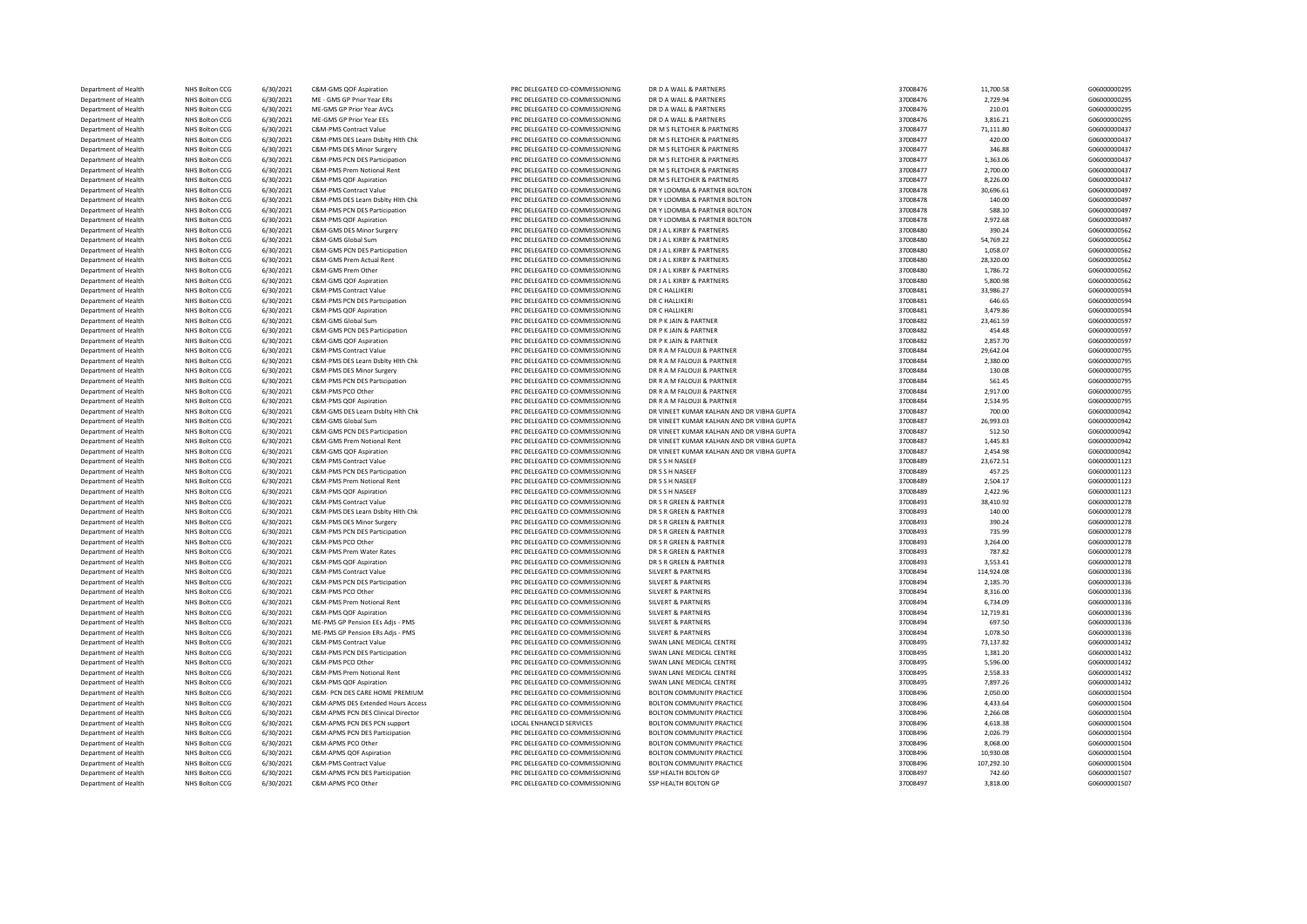| | | | | | | | | |
|---|---|---|---|---|---|---|---|---|
| Department of Health | NHS Bolton CCG | 6/30/2021 | C&M-GMS QOF Aspiration | PRC DELEGATED CO-COMMISSIONING | DR D A WALL & PARTNERS | 37008476 | 11,700.58 | G06000000295 |
| Department of Health | NHS Bolton CCG | 6/30/2021 | ME - GMS GP Prior Year ERs | PRC DELEGATED CO-COMMISSIONING | DR D A WALL & PARTNERS | 37008476 | 2,729.94 | G06000000295 |
| Department of Health | NHS Bolton CCG | 6/30/2021 | ME-GMS GP Prior Year AVCs | PRC DELEGATED CO-COMMISSIONING | DR D A WALL & PARTNERS | 37008476 | 210.01 | G06000000295 |
| Department of Health | NHS Bolton CCG | 6/30/2021 | ME-GMS GP Prior Year EEs | PRC DELEGATED CO-COMMISSIONING | DR D A WALL & PARTNERS | 37008476 | 3,816.21 | G06000000295 |
| Department of Health | NHS Bolton CCG | 6/30/2021 | C&M-PMS Contract Value | PRC DELEGATED CO-COMMISSIONING | DR M S FLETCHER & PARTNERS | 37008477 | 71,111.80 | G06000000437 |
| Department of Health | NHS Bolton CCG | 6/30/2021 | C&M-PMS DES Learn Dsbity Hlth Chk | PRC DELEGATED CO-COMMISSIONING | DR M S FLETCHER & PARTNERS | 37008477 | 420.00 | G06000000437 |
| Department of Health | NHS Bolton CCG | 6/30/2021 | C&M-PMS DES Minor Surgery | PRC DELEGATED CO-COMMISSIONING | DR M S FLETCHER & PARTNERS | 37008477 | 346.88 | G06000000437 |
| Department of Health | NHS Bolton CCG | 6/30/2021 | C&M-PMS PCN DES Participation | PRC DELEGATED CO-COMMISSIONING | DR M S FLETCHER & PARTNERS | 37008477 | 1,363.06 | G06000000437 |
| Department of Health | NHS Bolton CCG | 6/30/2021 | C&M-PMS Prem Notional Rent | PRC DELEGATED CO-COMMISSIONING | DR M S FLETCHER & PARTNERS | 37008477 | 2,700.00 | G06000000437 |
| Department of Health | NHS Bolton CCG | 6/30/2021 | C&M-PMS QOF Aspiration | PRC DELEGATED CO-COMMISSIONING | DR M S FLETCHER & PARTNERS | 37008477 | 8,226.00 | G06000000437 |
| Department of Health | NHS Bolton CCG | 6/30/2021 | C&M-PMS Contract Value | PRC DELEGATED CO-COMMISSIONING | DR Y LOOMBA & PARTNER BOLTON | 37008478 | 30,696.61 | G06000000497 |
| Department of Health | NHS Bolton CCG | 6/30/2021 | C&M-PMS DES Learn Dsbity Hlth Chk | PRC DELEGATED CO-COMMISSIONING | DR Y LOOMBA & PARTNER BOLTON | 37008478 | 140.00 | G06000000497 |
| Department of Health | NHS Bolton CCG | 6/30/2021 | C&M-PMS PCN DES Participation | PRC DELEGATED CO-COMMISSIONING | DR Y LOOMBA & PARTNER BOLTON | 37008478 | 588.10 | G06000000497 |
| Department of Health | NHS Bolton CCG | 6/30/2021 | C&M-PMS QOF Aspiration | PRC DELEGATED CO-COMMISSIONING | DR Y LOOMBA & PARTNER BOLTON | 37008478 | 2,972.68 | G06000000497 |
| Department of Health | NHS Bolton CCG | 6/30/2021 | C&M-GMS DES Minor Surgery | PRC DELEGATED CO-COMMISSIONING | DR J A L KIRBY & PARTNERS | 37008480 | 390.24 | G06000000562 |
| Department of Health | NHS Bolton CCG | 6/30/2021 | C&M-GMS Global Sum | PRC DELEGATED CO-COMMISSIONING | DR J A L KIRBY & PARTNERS | 37008480 | 54,769.22 | G06000000562 |
| Department of Health | NHS Bolton CCG | 6/30/2021 | C&M-GMS PCN DES Participation | PRC DELEGATED CO-COMMISSIONING | DR J A L KIRBY & PARTNERS | 37008480 | 1,058.07 | G06000000562 |
| Department of Health | NHS Bolton CCG | 6/30/2021 | C&M-GMS Prem Actual Rent | PRC DELEGATED CO-COMMISSIONING | DR J A L KIRBY & PARTNERS | 37008480 | 28,320.00 | G06000000562 |
| Department of Health | NHS Bolton CCG | 6/30/2021 | C&M-GMS Prem Other | PRC DELEGATED CO-COMMISSIONING | DR J A L KIRBY & PARTNERS | 37008480 | 1,786.72 | G06000000562 |
| Department of Health | NHS Bolton CCG | 6/30/2021 | C&M-GMS QOF Aspiration | PRC DELEGATED CO-COMMISSIONING | DR J A L KIRBY & PARTNERS | 37008480 | 5,800.98 | G06000000562 |
| Department of Health | NHS Bolton CCG | 6/30/2021 | C&M-PMS Contract Value | PRC DELEGATED CO-COMMISSIONING | DR C HALLIKERI | 37008481 | 33,986.27 | G06000000594 |
| Department of Health | NHS Bolton CCG | 6/30/2021 | C&M-PMS PCN DES Participation | PRC DELEGATED CO-COMMISSIONING | DR C HALLIKERI | 37008481 | 646.65 | G06000000594 |
| Department of Health | NHS Bolton CCG | 6/30/2021 | C&M-PMS QOF Aspiration | PRC DELEGATED CO-COMMISSIONING | DR C HALLIKERI | 37008481 | 3,479.86 | G06000000594 |
| Department of Health | NHS Bolton CCG | 6/30/2021 | C&M-GMS Global Sum | PRC DELEGATED CO-COMMISSIONING | DR P K JAIN & PARTNER | 37008482 | 23,461.59 | G06000000597 |
| Department of Health | NHS Bolton CCG | 6/30/2021 | C&M-GMS PCN DES Participation | PRC DELEGATED CO-COMMISSIONING | DR P K JAIN & PARTNER | 37008482 | 454.48 | G06000000597 |
| Department of Health | NHS Bolton CCG | 6/30/2021 | C&M-GMS QOF Aspiration | PRC DELEGATED CO-COMMISSIONING | DR P K JAIN & PARTNER | 37008482 | 2,857.70 | G06000000597 |
| Department of Health | NHS Bolton CCG | 6/30/2021 | C&M-PMS Contract Value | PRC DELEGATED CO-COMMISSIONING | DR R A M FALOUJI & PARTNER | 37008484 | 29,642.04 | G06000000795 |
| Department of Health | NHS Bolton CCG | 6/30/2021 | C&M-PMS DES Learn Dsbity Hlth Chk | PRC DELEGATED CO-COMMISSIONING | DR R A M FALOUJI & PARTNER | 37008484 | 2,380.00 | G06000000795 |
| Department of Health | NHS Bolton CCG | 6/30/2021 | C&M-PMS DES Minor Surgery | PRC DELEGATED CO-COMMISSIONING | DR R A M FALOUJI & PARTNER | 37008484 | 130.08 | G06000000795 |
| Department of Health | NHS Bolton CCG | 6/30/2021 | C&M-PMS PCN DES Participation | PRC DELEGATED CO-COMMISSIONING | DR R A M FALOUJI & PARTNER | 37008484 | 561.45 | G06000000795 |
| Department of Health | NHS Bolton CCG | 6/30/2021 | C&M-PMS PCO Other | PRC DELEGATED CO-COMMISSIONING | DR R A M FALOUJI & PARTNER | 37008484 | 2,917.00 | G06000000795 |
| Department of Health | NHS Bolton CCG | 6/30/2021 | C&M-PMS QOF Aspiration | PRC DELEGATED CO-COMMISSIONING | DR R A M FALOUJI & PARTNER | 37008484 | 2,534.95 | G06000000795 |
| Department of Health | NHS Bolton CCG | 6/30/2021 | C&M-GMS DES Learn Dsblty Hlth Chk | PRC DELEGATED CO-COMMISSIONING | DR VINEET KUMAR KALHAN AND DR VIBHA GUPTA | 37008487 | 700.00 | G06000000942 |
| Department of Health | NHS Bolton CCG | 6/30/2021 | C&M-GMS Global Sum | PRC DELEGATED CO-COMMISSIONING | DR VINEET KUMAR KALHAN AND DR VIBHA GUPTA | 37008487 | 26,993.03 | G06000000942 |
| Department of Health | NHS Bolton CCG | 6/30/2021 | C&M-GMS PCN DES Participation | PRC DELEGATED CO-COMMISSIONING | DR VINEET KUMAR KALHAN AND DR VIBHA GUPTA | 37008487 | 512.50 | G06000000942 |
| Department of Health | NHS Bolton CCG | 6/30/2021 | C&M-GMS Prem Notional Rent | PRC DELEGATED CO-COMMISSIONING | DR VINEET KUMAR KALHAN AND DR VIBHA GUPTA | 37008487 | 1,445.83 | G06000000942 |
| Department of Health | NHS Bolton CCG | 6/30/2021 | C&M-GMS QOF Aspiration | PRC DELEGATED CO-COMMISSIONING | DR VINEET KUMAR KALHAN AND DR VIBHA GUPTA | 37008487 | 2,454.98 | G06000000942 |
| Department of Health | NHS Bolton CCG | 6/30/2021 | C&M-PMS Contract Value | PRC DELEGATED CO-COMMISSIONING | DR S S H NASEEF | 37008489 | 23,672.51 | G06000001123 |
| Department of Health | NHS Bolton CCG | 6/30/2021 | C&M-PMS PCN DES Participation | PRC DELEGATED CO-COMMISSIONING | DR S S H NASEEF | 37008489 | 457.25 | G06000001123 |
| Department of Health | NHS Bolton CCG | 6/30/2021 | C&M-PMS Prem Notional Rent | PRC DELEGATED CO-COMMISSIONING | DR S S H NASEEF | 37008489 | 2,504.17 | G06000001123 |
| Department of Health | NHS Bolton CCG | 6/30/2021 | C&M-PMS QOF Aspiration | PRC DELEGATED CO-COMMISSIONING | DR S S H NASEEF | 37008489 | 2,422.96 | G06000001123 |
| Department of Health | NHS Bolton CCG | 6/30/2021 | C&M-PMS Contract Value | PRC DELEGATED CO-COMMISSIONING | DR S R GREEN & PARTNER | 37008493 | 38,410.92 | G06000001278 |
| Department of Health | NHS Bolton CCG | 6/30/2021 | C&M-PMS DES Learn Dsblty Hlth Chk | PRC DELEGATED CO-COMMISSIONING | DR S R GREEN & PARTNER | 37008493 | 140.00 | G06000001278 |
| Department of Health | NHS Bolton CCG | 6/30/2021 | C&M-PMS DES Minor Surgery | PRC DELEGATED CO-COMMISSIONING | DR S R GREEN & PARTNER | 37008493 | 390.24 | G06000001278 |
| Department of Health | NHS Bolton CCG | 6/30/2021 | C&M-PMS PCN DES Participation | PRC DELEGATED CO-COMMISSIONING | DR S R GREEN & PARTNER | 37008493 | 735.99 | G06000001278 |
| Department of Health | NHS Bolton CCG | 6/30/2021 | C&M-PMS PCO Other | PRC DELEGATED CO-COMMISSIONING | DR S R GREEN & PARTNER | 37008493 | 3,264.00 | G06000001278 |
| Department of Health | NHS Bolton CCG | 6/30/2021 | C&M-PMS Prem Water Rates | PRC DELEGATED CO-COMMISSIONING | DR S R GREEN & PARTNER | 37008493 | 787.82 | G06000001278 |
| Department of Health | NHS Bolton CCG | 6/30/2021 | C&M-PMS QOF Aspiration | PRC DELEGATED CO-COMMISSIONING | DR S R GREEN & PARTNER | 37008493 | 3,553.41 | G06000001278 |
| Department of Health | NHS Bolton CCG | 6/30/2021 | C&M-PMS Contract Value | PRC DELEGATED CO-COMMISSIONING | SILVERT & PARTNERS | 37008494 | 114,924.08 | G06000001336 |
| Department of Health | NHS Bolton CCG | 6/30/2021 | C&M-PMS PCN DES Participation | PRC DELEGATED CO-COMMISSIONING | SILVERT & PARTNERS | 37008494 | 2,185.70 | G06000001336 |
| Department of Health | NHS Bolton CCG | 6/30/2021 | C&M-PMS PCO Other | PRC DELEGATED CO-COMMISSIONING | SILVERT & PARTNERS | 37008494 | 8,316.00 | G06000001336 |
| Department of Health | NHS Bolton CCG | 6/30/2021 | C&M-PMS Prem Notional Rent | PRC DELEGATED CO-COMMISSIONING | SILVERT & PARTNERS | 37008494 | 6,734.09 | G06000001336 |
| Department of Health | NHS Bolton CCG | 6/30/2021 | C&M-PMS QOF Aspiration | PRC DELEGATED CO-COMMISSIONING | SILVERT & PARTNERS | 37008494 | 12,719.81 | G06000001336 |
| Department of Health | NHS Bolton CCG | 6/30/2021 | ME-PMS GP Pension EEs Adjs - PMS | PRC DELEGATED CO-COMMISSIONING | SILVERT & PARTNERS | 37008494 | 697.50 | G06000001336 |
| Department of Health | NHS Bolton CCG | 6/30/2021 | ME-PMS GP Pension ERs Adjs - PMS | PRC DELEGATED CO-COMMISSIONING | SILVERT & PARTNERS | 37008494 | 1,078.50 | G06000001336 |
| Department of Health | NHS Bolton CCG | 6/30/2021 | C&M-PMS Contract Value | PRC DELEGATED CO-COMMISSIONING | SWAN LANE MEDICAL CENTRE | 37008495 | 73,137.82 | G06000001432 |
| Department of Health | NHS Bolton CCG | 6/30/2021 | C&M-PMS PCN DES Participation | PRC DELEGATED CO-COMMISSIONING | SWAN LANE MEDICAL CENTRE | 37008495 | 1,381.20 | G06000001432 |
| Department of Health | NHS Bolton CCG | 6/30/2021 | C&M-PMS PCO Other | PRC DELEGATED CO-COMMISSIONING | SWAN LANE MEDICAL CENTRE | 37008495 | 5,596.00 | G06000001432 |
| Department of Health | NHS Bolton CCG | 6/30/2021 | C&M-PMS Prem Notional Rent | PRC DELEGATED CO-COMMISSIONING | SWAN LANE MEDICAL CENTRE | 37008495 | 2,558.33 | G06000001432 |
| Department of Health | NHS Bolton CCG | 6/30/2021 | C&M-PMS QOF Aspiration | PRC DELEGATED CO-COMMISSIONING | SWAN LANE MEDICAL CENTRE | 37008495 | 7,897.26 | G06000001432 |
| Department of Health | NHS Bolton CCG | 6/30/2021 | C&M- PCN DES CARE HOME PREMIUM | PRC DELEGATED CO-COMMISSIONING | BOLTON COMMUNITY PRACTICE | 37008496 | 2,050.00 | G06000001504 |
| Department of Health | NHS Bolton CCG | 6/30/2021 | C&M-APMS DES Extended Hours Access | PRC DELEGATED CO-COMMISSIONING | BOLTON COMMUNITY PRACTICE | 37008496 | 4,433.64 | G06000001504 |
| Department of Health | NHS Bolton CCG | 6/30/2021 | C&M-APMS PCN DES Clinical Director | PRC DELEGATED CO-COMMISSIONING | BOLTON COMMUNITY PRACTICE | 37008496 | 2,266.08 | G06000001504 |
| Department of Health | NHS Bolton CCG | 6/30/2021 | C&M-APMS PCN DES PCN support | LOCAL ENHANCED SERVICES | BOLTON COMMUNITY PRACTICE | 37008496 | 4,618.38 | G06000001504 |
| Department of Health | NHS Bolton CCG | 6/30/2021 | C&M-APMS PCN DES Participation | PRC DELEGATED CO-COMMISSIONING | BOLTON COMMUNITY PRACTICE | 37008496 | 2,026.79 | G06000001504 |
| Department of Health | NHS Bolton CCG | 6/30/2021 | C&M-APMS PCO Other | PRC DELEGATED CO-COMMISSIONING | BOLTON COMMUNITY PRACTICE | 37008496 | 8,068.00 | G06000001504 |
| Department of Health | NHS Bolton CCG | 6/30/2021 | C&M-APMS QOF Aspiration | PRC DELEGATED CO-COMMISSIONING | BOLTON COMMUNITY PRACTICE | 37008496 | 10,930.08 | G06000001504 |
| Department of Health | NHS Bolton CCG | 6/30/2021 | C&M-PMS Contract Value | PRC DELEGATED CO-COMMISSIONING | BOLTON COMMUNITY PRACTICE | 37008496 | 107,292.10 | G06000001504 |
| Department of Health | NHS Bolton CCG | 6/30/2021 | C&M-APMS PCN DES Participation | PRC DELEGATED CO-COMMISSIONING | SSP HEALTH BOLTON GP | 37008497 | 742.60 | G06000001507 |
| Department of Health | NHS Bolton CCG | 6/30/2021 | C&M-APMS PCO Other | PRC DELEGATED CO-COMMISSIONING | SSP HEALTH BOLTON GP | 37008497 | 3,818.00 | G06000001507 |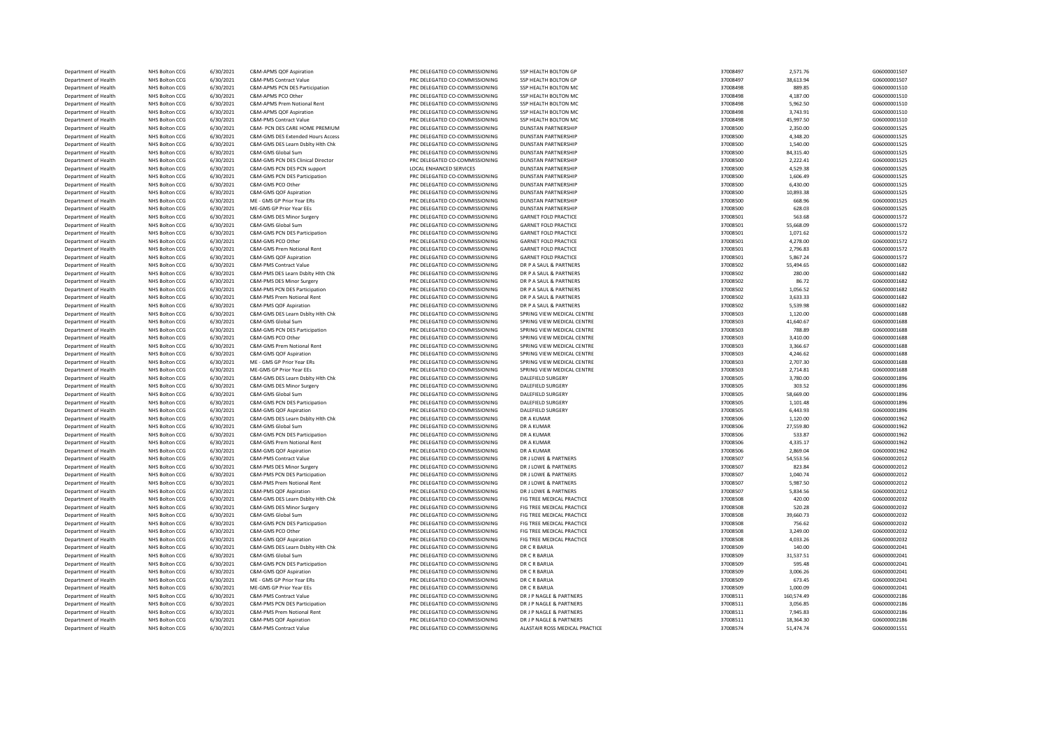| | | | | | | | | |
|---|---|---|---|---|---|---|---|---|
| Department of Health | NHS Bolton CCG | 6/30/2021 | C&M-APMS QOF Aspiration | PRC DELEGATED CO-COMMISSIONING | SSP HEALTH BOLTON GP | 37008497 | 2,571.76 | G06000001507 |
| Department of Health | NHS Bolton CCG | 6/30/2021 | C&M-PMS Contract Value | PRC DELEGATED CO-COMMISSIONING | SSP HEALTH BOLTON GP | 37008497 | 38,613.94 | G06000001507 |
| Department of Health | NHS Bolton CCG | 6/30/2021 | C&M-APMS PCN DES Participation | PRC DELEGATED CO-COMMISSIONING | SSP HEALTH BOLTON MC | 37008498 | 889.85 | G06000001510 |
| Department of Health | NHS Bolton CCG | 6/30/2021 | C&M-APMS PCO Other | PRC DELEGATED CO-COMMISSIONING | SSP HEALTH BOLTON MC | 37008498 | 4,187.00 | G06000001510 |
| Department of Health | NHS Bolton CCG | 6/30/2021 | C&M-APMS Prem Notional Rent | PRC DELEGATED CO-COMMISSIONING | SSP HEALTH BOLTON MC | 37008498 | 5,962.50 | G06000001510 |
| Department of Health | NHS Bolton CCG | 6/30/2021 | C&M-APMS QOF Aspiration | PRC DELEGATED CO-COMMISSIONING | SSP HEALTH BOLTON MC | 37008498 | 3,743.91 | G06000001510 |
| Department of Health | NHS Bolton CCG | 6/30/2021 | C&M-PMS Contract Value | PRC DELEGATED CO-COMMISSIONING | SSP HEALTH BOLTON MC | 37008498 | 45,997.50 | G06000001510 |
| Department of Health | NHS Bolton CCG | 6/30/2021 | C&M- PCN DES CARE HOME PREMIUM | PRC DELEGATED CO-COMMISSIONING | DUNSTAN PARTNERSHIP | 37008500 | 2,350.00 | G06000001525 |
| Department of Health | NHS Bolton CCG | 6/30/2021 | C&M-GMS DES Extended Hours Access | PRC DELEGATED CO-COMMISSIONING | DUNSTAN PARTNERSHIP | 37008500 | 4,348.20 | G06000001525 |
| Department of Health | NHS Bolton CCG | 6/30/2021 | C&M-GMS DES Learn Dsblty Hlth Chk | PRC DELEGATED CO-COMMISSIONING | DUNSTAN PARTNERSHIP | 37008500 | 1,540.00 | G06000001525 |
| Department of Health | NHS Bolton CCG | 6/30/2021 | C&M-GMS Global Sum | PRC DELEGATED CO-COMMISSIONING | DUNSTAN PARTNERSHIP | 37008500 | 84,315.40 | G06000001525 |
| Department of Health | NHS Bolton CCG | 6/30/2021 | C&M-GMS PCN DES Clinical Director | PRC DELEGATED CO-COMMISSIONING | DUNSTAN PARTNERSHIP | 37008500 | 2,222.41 | G06000001525 |
| Department of Health | NHS Bolton CCG | 6/30/2021 | C&M-GMS PCN DES PCN support | LOCAL ENHANCED SERVICES | DUNSTAN PARTNERSHIP | 37008500 | 4,529.38 | G06000001525 |
| Department of Health | NHS Bolton CCG | 6/30/2021 | C&M-GMS PCN DES Participation | PRC DELEGATED CO-COMMISSIONING | DUNSTAN PARTNERSHIP | 37008500 | 1,606.49 | G06000001525 |
| Department of Health | NHS Bolton CCG | 6/30/2021 | C&M-GMS PCO Other | PRC DELEGATED CO-COMMISSIONING | DUNSTAN PARTNERSHIP | 37008500 | 6,430.00 | G06000001525 |
| Department of Health | NHS Bolton CCG | 6/30/2021 | C&M-GMS QOF Aspiration | PRC DELEGATED CO-COMMISSIONING | DUNSTAN PARTNERSHIP | 37008500 | 10,893.38 | G06000001525 |
| Department of Health | NHS Bolton CCG | 6/30/2021 | ME - GMS GP Prior Year ERs | PRC DELEGATED CO-COMMISSIONING | DUNSTAN PARTNERSHIP | 37008500 | 668.96 | G06000001525 |
| Department of Health | NHS Bolton CCG | 6/30/2021 | ME-GMS GP Prior Year EEs | PRC DELEGATED CO-COMMISSIONING | DUNSTAN PARTNERSHIP | 37008500 | 628.03 | G06000001525 |
| Department of Health | NHS Bolton CCG | 6/30/2021 | C&M-GMS DES Minor Surgery | PRC DELEGATED CO-COMMISSIONING | GARNET FOLD PRACTICE | 37008501 | 563.68 | G06000001572 |
| Department of Health | NHS Bolton CCG | 6/30/2021 | C&M-GMS Global Sum | PRC DELEGATED CO-COMMISSIONING | GARNET FOLD PRACTICE | 37008501 | 55,668.09 | G06000001572 |
| Department of Health | NHS Bolton CCG | 6/30/2021 | C&M-GMS PCN DES Participation | PRC DELEGATED CO-COMMISSIONING | GARNET FOLD PRACTICE | 37008501 | 1,071.62 | G06000001572 |
| Department of Health | NHS Bolton CCG | 6/30/2021 | C&M-GMS PCO Other | PRC DELEGATED CO-COMMISSIONING | GARNET FOLD PRACTICE | 37008501 | 4,278.00 | G06000001572 |
| Department of Health | NHS Bolton CCG | 6/30/2021 | C&M-GMS Prem Notional Rent | PRC DELEGATED CO-COMMISSIONING | GARNET FOLD PRACTICE | 37008501 | 2,796.83 | G06000001572 |
| Department of Health | NHS Bolton CCG | 6/30/2021 | C&M-GMS QOF Aspiration | PRC DELEGATED CO-COMMISSIONING | GARNET FOLD PRACTICE | 37008501 | 5,867.24 | G06000001572 |
| Department of Health | NHS Bolton CCG | 6/30/2021 | C&M-PMS Contract Value | PRC DELEGATED CO-COMMISSIONING | DR P A SAUL & PARTNERS | 37008502 | 55,494.65 | G06000001682 |
| Department of Health | NHS Bolton CCG | 6/30/2021 | C&M-PMS DES Learn Dsblty Hlth Chk | PRC DELEGATED CO-COMMISSIONING | DR P A SAUL & PARTNERS | 37008502 | 280.00 | G06000001682 |
| Department of Health | NHS Bolton CCG | 6/30/2021 | C&M-PMS DES Minor Surgery | PRC DELEGATED CO-COMMISSIONING | DR P A SAUL & PARTNERS | 37008502 | 86.72 | G06000001682 |
| Department of Health | NHS Bolton CCG | 6/30/2021 | C&M-PMS PCN DES Participation | PRC DELEGATED CO-COMMISSIONING | DR P A SAUL & PARTNERS | 37008502 | 1,056.52 | G06000001682 |
| Department of Health | NHS Bolton CCG | 6/30/2021 | C&M-PMS Prem Notional Rent | PRC DELEGATED CO-COMMISSIONING | DR P A SAUL & PARTNERS | 37008502 | 3,633.33 | G06000001682 |
| Department of Health | NHS Bolton CCG | 6/30/2021 | C&M-PMS QOF Aspiration | PRC DELEGATED CO-COMMISSIONING | DR P A SAUL & PARTNERS | 37008502 | 5,539.98 | G06000001682 |
| Department of Health | NHS Bolton CCG | 6/30/2021 | C&M-GMS DES Learn Dsblty Hlth Chk | PRC DELEGATED CO-COMMISSIONING | SPRING VIEW MEDICAL CENTRE | 37008503 | 1,120.00 | G06000001688 |
| Department of Health | NHS Bolton CCG | 6/30/2021 | C&M-GMS Global Sum | PRC DELEGATED CO-COMMISSIONING | SPRING VIEW MEDICAL CENTRE | 37008503 | 41,640.67 | G06000001688 |
| Department of Health | NHS Bolton CCG | 6/30/2021 | C&M-GMS PCN DES Participation | PRC DELEGATED CO-COMMISSIONING | SPRING VIEW MEDICAL CENTRE | 37008503 | 788.89 | G06000001688 |
| Department of Health | NHS Bolton CCG | 6/30/2021 | C&M-GMS PCO Other | PRC DELEGATED CO-COMMISSIONING | SPRING VIEW MEDICAL CENTRE | 37008503 | 3,410.00 | G06000001688 |
| Department of Health | NHS Bolton CCG | 6/30/2021 | C&M-GMS Prem Notional Rent | PRC DELEGATED CO-COMMISSIONING | SPRING VIEW MEDICAL CENTRE | 37008503 | 3,366.67 | G06000001688 |
| Department of Health | NHS Bolton CCG | 6/30/2021 | C&M-GMS QOF Aspiration | PRC DELEGATED CO-COMMISSIONING | SPRING VIEW MEDICAL CENTRE | 37008503 | 4,246.62 | G06000001688 |
| Department of Health | NHS Bolton CCG | 6/30/2021 | ME - GMS GP Prior Year ERs | PRC DELEGATED CO-COMMISSIONING | SPRING VIEW MEDICAL CENTRE | 37008503 | 2,707.30 | G06000001688 |
| Department of Health | NHS Bolton CCG | 6/30/2021 | ME-GMS GP Prior Year EEs | PRC DELEGATED CO-COMMISSIONING | SPRING VIEW MEDICAL CENTRE | 37008503 | 2,714.81 | G06000001688 |
| Department of Health | NHS Bolton CCG | 6/30/2021 | C&M-GMS DES Learn Dsblty Hlth Chk | PRC DELEGATED CO-COMMISSIONING | DALEFIELD SURGERY | 37008505 | 3,780.00 | G06000001896 |
| Department of Health | NHS Bolton CCG | 6/30/2021 | C&M-GMS DES Minor Surgery | PRC DELEGATED CO-COMMISSIONING | DALEFIELD SURGERY | 37008505 | 303.52 | G06000001896 |
| Department of Health | NHS Bolton CCG | 6/30/2021 | C&M-GMS Global Sum | PRC DELEGATED CO-COMMISSIONING | DALEFIELD SURGERY | 37008505 | 58,669.00 | G06000001896 |
| Department of Health | NHS Bolton CCG | 6/30/2021 | C&M-GMS PCN DES Participation | PRC DELEGATED CO-COMMISSIONING | DALEFIELD SURGERY | 37008505 | 1,101.48 | G06000001896 |
| Department of Health | NHS Bolton CCG | 6/30/2021 | C&M-GMS QOF Aspiration | PRC DELEGATED CO-COMMISSIONING | DALEFIELD SURGERY | 37008505 | 6,443.93 | G06000001896 |
| Department of Health | NHS Bolton CCG | 6/30/2021 | C&M-GMS DES Learn Dsblty Hlth Chk | PRC DELEGATED CO-COMMISSIONING | DR A KUMAR | 37008506 | 1,120.00 | G06000001962 |
| Department of Health | NHS Bolton CCG | 6/30/2021 | C&M-GMS Global Sum | PRC DELEGATED CO-COMMISSIONING | DR A KUMAR | 37008506 | 27,559.80 | G06000001962 |
| Department of Health | NHS Bolton CCG | 6/30/2021 | C&M-GMS PCN DES Participation | PRC DELEGATED CO-COMMISSIONING | DR A KUMAR | 37008506 | 533.87 | G06000001962 |
| Department of Health | NHS Bolton CCG | 6/30/2021 | C&M-GMS Prem Notional Rent | PRC DELEGATED CO-COMMISSIONING | DR A KUMAR | 37008506 | 4,335.17 | G06000001962 |
| Department of Health | NHS Bolton CCG | 6/30/2021 | C&M-GMS QOF Aspiration | PRC DELEGATED CO-COMMISSIONING | DR A KUMAR | 37008506 | 2,869.04 | G06000001962 |
| Department of Health | NHS Bolton CCG | 6/30/2021 | C&M-PMS Contract Value | PRC DELEGATED CO-COMMISSIONING | DR J LOWE & PARTNERS | 37008507 | 54,553.56 | G06000002012 |
| Department of Health | NHS Bolton CCG | 6/30/2021 | C&M-PMS DES Minor Surgery | PRC DELEGATED CO-COMMISSIONING | DR J LOWE & PARTNERS | 37008507 | 823.84 | G06000002012 |
| Department of Health | NHS Bolton CCG | 6/30/2021 | C&M-PMS PCN DES Participation | PRC DELEGATED CO-COMMISSIONING | DR J LOWE & PARTNERS | 37008507 | 1,040.74 | G06000002012 |
| Department of Health | NHS Bolton CCG | 6/30/2021 | C&M-PMS Prem Notional Rent | PRC DELEGATED CO-COMMISSIONING | DR J LOWE & PARTNERS | 37008507 | 5,987.50 | G06000002012 |
| Department of Health | NHS Bolton CCG | 6/30/2021 | C&M-PMS QOF Aspiration | PRC DELEGATED CO-COMMISSIONING | DR J LOWE & PARTNERS | 37008507 | 5,834.56 | G06000002012 |
| Department of Health | NHS Bolton CCG | 6/30/2021 | C&M-GMS DES Learn Dsblty Hlth Chk | PRC DELEGATED CO-COMMISSIONING | FIG TREE MEDICAL PRACTICE | 37008508 | 420.00 | G06000002032 |
| Department of Health | NHS Bolton CCG | 6/30/2021 | C&M-GMS DES Minor Surgery | PRC DELEGATED CO-COMMISSIONING | FIG TREE MEDICAL PRACTICE | 37008508 | 520.28 | G06000002032 |
| Department of Health | NHS Bolton CCG | 6/30/2021 | C&M-GMS Global Sum | PRC DELEGATED CO-COMMISSIONING | FIG TREE MEDICAL PRACTICE | 37008508 | 39,660.73 | G06000002032 |
| Department of Health | NHS Bolton CCG | 6/30/2021 | C&M-GMS PCN DES Participation | PRC DELEGATED CO-COMMISSIONING | FIG TREE MEDICAL PRACTICE | 37008508 | 756.62 | G06000002032 |
| Department of Health | NHS Bolton CCG | 6/30/2021 | C&M-GMS PCO Other | PRC DELEGATED CO-COMMISSIONING | FIG TREE MEDICAL PRACTICE | 37008508 | 3,249.00 | G06000002032 |
| Department of Health | NHS Bolton CCG | 6/30/2021 | C&M-GMS QOF Aspiration | PRC DELEGATED CO-COMMISSIONING | FIG TREE MEDICAL PRACTICE | 37008508 | 4,033.26 | G06000002032 |
| Department of Health | NHS Bolton CCG | 6/30/2021 | C&M-GMS DES Learn Dsblty Hlth Chk | PRC DELEGATED CO-COMMISSIONING | DR C R BARUA | 37008509 | 140.00 | G06000002041 |
| Department of Health | NHS Bolton CCG | 6/30/2021 | C&M-GMS Global Sum | PRC DELEGATED CO-COMMISSIONING | DR C R BARUA | 37008509 | 31,537.51 | G06000002041 |
| Department of Health | NHS Bolton CCG | 6/30/2021 | C&M-GMS PCN DES Participation | PRC DELEGATED CO-COMMISSIONING | DR C R BARUA | 37008509 | 595.48 | G06000002041 |
| Department of Health | NHS Bolton CCG | 6/30/2021 | C&M-GMS QOF Aspiration | PRC DELEGATED CO-COMMISSIONING | DR C R BARUA | 37008509 | 3,006.26 | G06000002041 |
| Department of Health | NHS Bolton CCG | 6/30/2021 | ME - GMS GP Prior Year ERs | PRC DELEGATED CO-COMMISSIONING | DR C R BARUA | 37008509 | 673.45 | G06000002041 |
| Department of Health | NHS Bolton CCG | 6/30/2021 | ME-GMS GP Prior Year EEs | PRC DELEGATED CO-COMMISSIONING | DR C R BARUA | 37008509 | 1,000.09 | G06000002041 |
| Department of Health | NHS Bolton CCG | 6/30/2021 | C&M-PMS Contract Value | PRC DELEGATED CO-COMMISSIONING | DR J P NAGLE & PARTNERS | 37008511 | 160,574.49 | G06000002186 |
| Department of Health | NHS Bolton CCG | 6/30/2021 | C&M-PMS PCN DES Participation | PRC DELEGATED CO-COMMISSIONING | DR J P NAGLE & PARTNERS | 37008511 | 3,056.85 | G06000002186 |
| Department of Health | NHS Bolton CCG | 6/30/2021 | C&M-PMS Prem Notional Rent | PRC DELEGATED CO-COMMISSIONING | DR J P NAGLE & PARTNERS | 37008511 | 7,945.83 | G06000002186 |
| Department of Health | NHS Bolton CCG | 6/30/2021 | C&M-PMS QOF Aspiration | PRC DELEGATED CO-COMMISSIONING | DR J P NAGLE & PARTNERS | 37008511 | 18,364.30 | G06000002186 |
| Department of Health | NHS Bolton CCG | 6/30/2021 | C&M-PMS Contract Value | PRC DELEGATED CO-COMMISSIONING | ALASTAIR ROSS MEDICAL PRACTICE | 37008574 | 51,474.74 | G06000001551 |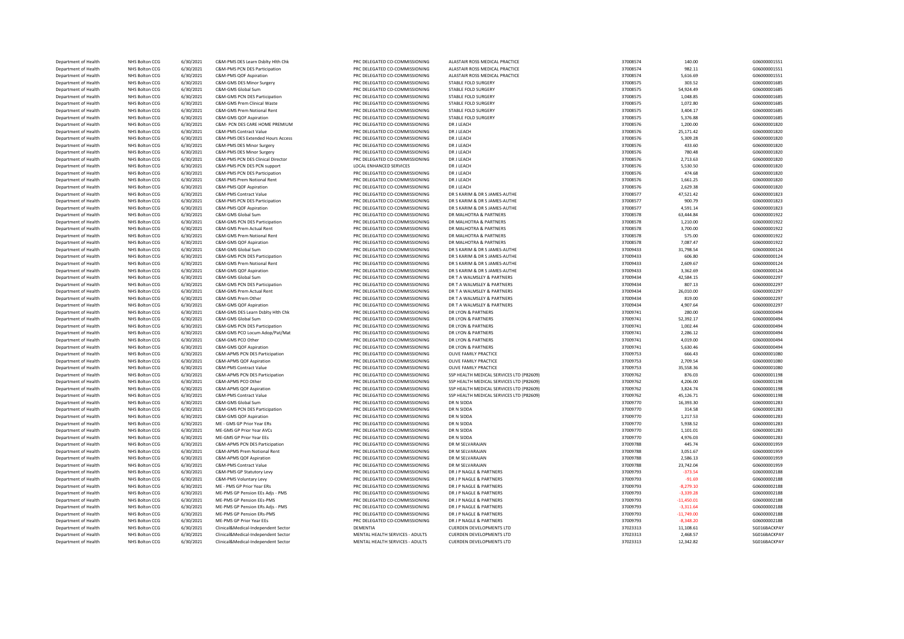| | | | | | | | | |
|---|---|---|---|---|---|---|---|---|
| Department of Health | NHS Bolton CCG | 6/30/2021 | C&M-PMS DES Learn Dsblty Hlth Chk | PRC DELEGATED CO-COMMISSIONING | ALASTAIR ROSS MEDICAL PRACTICE | 37008574 | 140.00 | G06000001551 |
| Department of Health | NHS Bolton CCG | 6/30/2021 | C&M-PMS PCN DES Participation | PRC DELEGATED CO-COMMISSIONING | ALASTAIR ROSS MEDICAL PRACTICE | 37008574 | 982.11 | G06000001551 |
| Department of Health | NHS Bolton CCG | 6/30/2021 | C&M-PMS QOF Aspiration | PRC DELEGATED CO-COMMISSIONING | ALASTAIR ROSS MEDICAL PRACTICE | 37008574 | 5,616.69 | G06000001551 |
| Department of Health | NHS Bolton CCG | 6/30/2021 | C&M-GMS DES Minor Surgery | PRC DELEGATED CO-COMMISSIONING | STABLE FOLD SURGERY | 37008575 | 303.52 | G06000001685 |
| Department of Health | NHS Bolton CCG | 6/30/2021 | C&M-GMS Global Sum | PRC DELEGATED CO-COMMISSIONING | STABLE FOLD SURGERY | 37008575 | 54,924.49 | G06000001685 |
| Department of Health | NHS Bolton CCG | 6/30/2021 | C&M-GMS PCN DES Participation | PRC DELEGATED CO-COMMISSIONING | STABLE FOLD SURGERY | 37008575 | 1,048.85 | G06000001685 |
| Department of Health | NHS Bolton CCG | 6/30/2021 | C&M-GMS Prem Clinical Waste | PRC DELEGATED CO-COMMISSIONING | STABLE FOLD SURGERY | 37008575 | 1,072.80 | G06000001685 |
| Department of Health | NHS Bolton CCG | 6/30/2021 | C&M-GMS Prem Notional Rent | PRC DELEGATED CO-COMMISSIONING | STABLE FOLD SURGERY | 37008575 | 3,404.17 | G06000001685 |
| Department of Health | NHS Bolton CCG | 6/30/2021 | C&M-GMS QOF Aspiration | PRC DELEGATED CO-COMMISSIONING | STABLE FOLD SURGERY | 37008575 | 5,376.88 | G06000001685 |
| Department of Health | NHS Bolton CCG | 6/30/2021 | C&M- PCN DES CARE HOME PREMIUM | PRC DELEGATED CO-COMMISSIONING | DR J LEACH | 37008576 | 1,200.00 | G06000001820 |
| Department of Health | NHS Bolton CCG | 6/30/2021 | C&M-PMS Contract Value | PRC DELEGATED CO-COMMISSIONING | DR J LEACH | 37008576 | 25,171.42 | G06000001820 |
| Department of Health | NHS Bolton CCG | 6/30/2021 | C&M-PMS DES Extended Hours Access | PRC DELEGATED CO-COMMISSIONING | DR J LEACH | 37008576 | 5,309.28 | G06000001820 |
| Department of Health | NHS Bolton CCG | 6/30/2021 | C&M-PMS DES Minor Surgery | PRC DELEGATED CO-COMMISSIONING | DR J LEACH | 37008576 | 433.60 | G06000001820 |
| Department of Health | NHS Bolton CCG | 6/30/2021 | C&M-PMS DES Minor Surgery | PRC DELEGATED CO-COMMISSIONING | DR J LEACH | 37008576 | 780.48 | G06000001820 |
| Department of Health | NHS Bolton CCG | 6/30/2021 | C&M-PMS PCN DES Clinical Director | PRC DELEGATED CO-COMMISSIONING | DR J LEACH | 37008576 | 2,713.63 | G06000001820 |
| Department of Health | NHS Bolton CCG | 6/30/2021 | C&M-PMS PCN DES PCN support | LOCAL ENHANCED SERVICES | DR J LEACH | 37008576 | 5,530.50 | G06000001820 |
| Department of Health | NHS Bolton CCG | 6/30/2021 | C&M-PMS PCN DES Participation | PRC DELEGATED CO-COMMISSIONING | DR J LEACH | 37008576 | 474.68 | G06000001820 |
| Department of Health | NHS Bolton CCG | 6/30/2021 | C&M-PMS Prem Notional Rent | PRC DELEGATED CO-COMMISSIONING | DR J LEACH | 37008576 | 1,661.25 | G06000001820 |
| Department of Health | NHS Bolton CCG | 6/30/2021 | C&M-PMS QOF Aspiration | PRC DELEGATED CO-COMMISSIONING | DR J LEACH | 37008576 | 2,629.38 | G06000001820 |
| Department of Health | NHS Bolton CCG | 6/30/2021 | C&M-PMS Contract Value | PRC DELEGATED CO-COMMISSIONING | DR S KARIM & DR S JAMES-AUTHE | 37008577 | 47,521.42 | G06000001823 |
| Department of Health | NHS Bolton CCG | 6/30/2021 | C&M-PMS PCN DES Participation | PRC DELEGATED CO-COMMISSIONING | DR S KARIM & DR S JAMES-AUTHE | 37008577 | 900.79 | G06000001823 |
| Department of Health | NHS Bolton CCG | 6/30/2021 | C&M-PMS QOF Aspiration | PRC DELEGATED CO-COMMISSIONING | DR S KARIM & DR S JAMES-AUTHE | 37008577 | 4,591.14 | G06000001823 |
| Department of Health | NHS Bolton CCG | 6/30/2021 | C&M-GMS Global Sum | PRC DELEGATED CO-COMMISSIONING | DR MALHOTRA & PARTNERS | 37008578 | 63,444.84 | G06000001922 |
| Department of Health | NHS Bolton CCG | 6/30/2021 | C&M-GMS PCN DES Participation | PRC DELEGATED CO-COMMISSIONING | DR MALHOTRA & PARTNERS | 37008578 | 1,210.00 | G06000001922 |
| Department of Health | NHS Bolton CCG | 6/30/2021 | C&M-GMS Prem Actual Rent | PRC DELEGATED CO-COMMISSIONING | DR MALHOTRA & PARTNERS | 37008578 | 3,700.00 | G06000001922 |
| Department of Health | NHS Bolton CCG | 6/30/2021 | C&M-GMS Prem Notional Rent | PRC DELEGATED CO-COMMISSIONING | DR MALHOTRA & PARTNERS | 37008578 | 575.00 | G06000001922 |
| Department of Health | NHS Bolton CCG | 6/30/2021 | C&M-GMS QOF Aspiration | PRC DELEGATED CO-COMMISSIONING | DR MALHOTRA & PARTNERS | 37008578 | 7,087.47 | G06000001922 |
| Department of Health | NHS Bolton CCG | 6/30/2021 | C&M-GMS Global Sum | PRC DELEGATED CO-COMMISSIONING | DR S KARIM & DR S JAMES-AUTHE | 37009433 | 31,798.54 | G06000000124 |
| Department of Health | NHS Bolton CCG | 6/30/2021 | C&M-GMS PCN DES Participation | PRC DELEGATED CO-COMMISSIONING | DR S KARIM & DR S JAMES-AUTHE | 37009433 | 606.80 | G06000000124 |
| Department of Health | NHS Bolton CCG | 6/30/2021 | C&M-GMS Prem Notional Rent | PRC DELEGATED CO-COMMISSIONING | DR S KARIM & DR S JAMES-AUTHE | 37009433 | 2,609.67 | G06000000124 |
| Department of Health | NHS Bolton CCG | 6/30/2021 | C&M-GMS QOF Aspiration | PRC DELEGATED CO-COMMISSIONING | DR S KARIM & DR S JAMES-AUTHE | 37009433 | 3,362.69 | G06000000124 |
| Department of Health | NHS Bolton CCG | 6/30/2021 | C&M-GMS Global Sum | PRC DELEGATED CO-COMMISSIONING | DR T A WALMSLEY & PARTNERS | 37009434 | 42,584.15 | G06000002297 |
| Department of Health | NHS Bolton CCG | 6/30/2021 | C&M-GMS PCN DES Participation | PRC DELEGATED CO-COMMISSIONING | DR T A WALMSLEY & PARTNERS | 37009434 | 807.13 | G06000002297 |
| Department of Health | NHS Bolton CCG | 6/30/2021 | C&M-GMS Prem Actual Rent | PRC DELEGATED CO-COMMISSIONING | DR T A WALMSLEY & PARTNERS | 37009434 | 26,010.00 | G06000002297 |
| Department of Health | NHS Bolton CCG | 6/30/2021 | C&M-GMS Prem Other | PRC DELEGATED CO-COMMISSIONING | DR T A WALMSLEY & PARTNERS | 37009434 | 819.00 | G06000002297 |
| Department of Health | NHS Bolton CCG | 6/30/2021 | C&M-GMS QOF Aspiration | PRC DELEGATED CO-COMMISSIONING | DR T A WALMSLEY & PARTNERS | 37009434 | 4,907.64 | G06000002297 |
| Department of Health | NHS Bolton CCG | 6/30/2021 | C&M-GMS DES Learn Dsblty Hlth Chk | PRC DELEGATED CO-COMMISSIONING | DR LYON & PARTNERS | 37009741 | 280.00 | G06000000494 |
| Department of Health | NHS Bolton CCG | 6/30/2021 | C&M-GMS Global Sum | PRC DELEGATED CO-COMMISSIONING | DR LYON & PARTNERS | 37009741 | 52,392.17 | G06000000494 |
| Department of Health | NHS Bolton CCG | 6/30/2021 | C&M-GMS PCN DES Participation | PRC DELEGATED CO-COMMISSIONING | DR LYON & PARTNERS | 37009741 | 1,002.44 | G06000000494 |
| Department of Health | NHS Bolton CCG | 6/30/2021 | C&M-GMS PCO Locum Adop/Pat/Mat | PRC DELEGATED CO-COMMISSIONING | DR LYON & PARTNERS | 37009741 | 2,286.12 | G06000000494 |
| Department of Health | NHS Bolton CCG | 6/30/2021 | C&M-GMS PCO Other | PRC DELEGATED CO-COMMISSIONING | DR LYON & PARTNERS | 37009741 | 4,019.00 | G06000000494 |
| Department of Health | NHS Bolton CCG | 6/30/2021 | C&M-GMS QOF Aspiration | PRC DELEGATED CO-COMMISSIONING | DR LYON & PARTNERS | 37009741 | 5,630.46 | G06000000494 |
| Department of Health | NHS Bolton CCG | 6/30/2021 | C&M-APMS PCN DES Participation | PRC DELEGATED CO-COMMISSIONING | OLIVE FAMILY PRACTICE | 37009753 | 666.43 | G06000001080 |
| Department of Health | NHS Bolton CCG | 6/30/2021 | C&M-APMS QOF Aspiration | PRC DELEGATED CO-COMMISSIONING | OLIVE FAMILY PRACTICE | 37009753 | 2,709.54 | G06000001080 |
| Department of Health | NHS Bolton CCG | 6/30/2021 | C&M-PMS Contract Value | PRC DELEGATED CO-COMMISSIONING | OLIVE FAMILY PRACTICE | 37009753 | 35,558.36 | G06000001080 |
| Department of Health | NHS Bolton CCG | 6/30/2021 | C&M-APMS PCN DES Participation | PRC DELEGATED CO-COMMISSIONING | SSP HEALTH MEDICAL SERVICES LTD (P82609) | 37009762 | 876.03 | G06000001198 |
| Department of Health | NHS Bolton CCG | 6/30/2021 | C&M-APMS PCO Other | PRC DELEGATED CO-COMMISSIONING | SSP HEALTH MEDICAL SERVICES LTD (P82609) | 37009762 | 4,206.00 | G06000001198 |
| Department of Health | NHS Bolton CCG | 6/30/2021 | C&M-APMS QOF Aspiration | PRC DELEGATED CO-COMMISSIONING | SSP HEALTH MEDICAL SERVICES LTD (P82609) | 37009762 | 3,824.74 | G06000001198 |
| Department of Health | NHS Bolton CCG | 6/30/2021 | C&M-PMS Contract Value | PRC DELEGATED CO-COMMISSIONING | SSP HEALTH MEDICAL SERVICES LTD (P82609) | 37009762 | 45,126.71 | G06000001198 |
| Department of Health | NHS Bolton CCG | 6/30/2021 | C&M-GMS Global Sum | PRC DELEGATED CO-COMMISSIONING | DR N SIDDA | 37009770 | 16,393.30 | G06000001283 |
| Department of Health | NHS Bolton CCG | 6/30/2021 | C&M-GMS PCN DES Participation | PRC DELEGATED CO-COMMISSIONING | DR N SIDDA | 37009770 | 314.58 | G06000001283 |
| Department of Health | NHS Bolton CCG | 6/30/2021 | C&M-GMS QOF Aspiration | PRC DELEGATED CO-COMMISSIONING | DR N SIDDA | 37009770 | 1,217.53 | G06000001283 |
| Department of Health | NHS Bolton CCG | 6/30/2021 | ME - GMS GP Prior Year ERs | PRC DELEGATED CO-COMMISSIONING | DR N SIDDA | 37009770 | 5,938.52 | G06000001283 |
| Department of Health | NHS Bolton CCG | 6/30/2021 | ME-GMS GP Prior Year AVCs | PRC DELEGATED CO-COMMISSIONING | DR N SIDDA | 37009770 | 1,101.01 | G06000001283 |
| Department of Health | NHS Bolton CCG | 6/30/2021 | ME-GMS GP Prior Year EEs | PRC DELEGATED CO-COMMISSIONING | DR N SIDDA | 37009770 | 4,976.03 | G06000001283 |
| Department of Health | NHS Bolton CCG | 6/30/2021 | C&M-APMS PCN DES Participation | PRC DELEGATED CO-COMMISSIONING | DR M SELVARAJAN | 37009788 | 445.74 | G06000001959 |
| Department of Health | NHS Bolton CCG | 6/30/2021 | C&M-APMS Prem Notional Rent | PRC DELEGATED CO-COMMISSIONING | DR M SELVARAJAN | 37009788 | 3,051.67 | G06000001959 |
| Department of Health | NHS Bolton CCG | 6/30/2021 | C&M-APMS QOF Aspiration | PRC DELEGATED CO-COMMISSIONING | DR M SELVARAJAN | 37009788 | 2,586.13 | G06000001959 |
| Department of Health | NHS Bolton CCG | 6/30/2021 | C&M-PMS Contract Value | PRC DELEGATED CO-COMMISSIONING | DR M SELVARAJAN | 37009788 | 23,742.04 | G06000001959 |
| Department of Health | NHS Bolton CCG | 6/30/2021 | C&M-PMS GP Statutory Levy | PRC DELEGATED CO-COMMISSIONING | DR J P NAGLE & PARTNERS | 37009793 | -373.54 | G06000002188 |
| Department of Health | NHS Bolton CCG | 6/30/2021 | C&M-PMS Voluntary Levy | PRC DELEGATED CO-COMMISSIONING | DR J P NAGLE & PARTNERS | 37009793 | -91.69 | G06000002188 |
| Department of Health | NHS Bolton CCG | 6/30/2021 | ME - PMS GP Prior Year ERs | PRC DELEGATED CO-COMMISSIONING | DR J P NAGLE & PARTNERS | 37009793 | -8,279.10 | G06000002188 |
| Department of Health | NHS Bolton CCG | 6/30/2021 | ME-PMS GP Pension EEs Adjs - PMS | PRC DELEGATED CO-COMMISSIONING | DR J P NAGLE & PARTNERS | 37009793 | -3,339.28 | G06000002188 |
| Department of Health | NHS Bolton CCG | 6/30/2021 | ME-PMS GP Pension EEs-PMS | PRC DELEGATED CO-COMMISSIONING | DR J P NAGLE & PARTNERS | 37009793 | -11,450.01 | G06000002188 |
| Department of Health | NHS Bolton CCG | 6/30/2021 | ME-PMS GP Pension ERs Adjs - PMS | PRC DELEGATED CO-COMMISSIONING | DR J P NAGLE & PARTNERS | 37009793 | -3,311.64 | G06000002188 |
| Department of Health | NHS Bolton CCG | 6/30/2021 | ME-PMS GP Pension ERs-PMS | PRC DELEGATED CO-COMMISSIONING | DR J P NAGLE & PARTNERS | 37009793 | -11,749.00 | G06000002188 |
| Department of Health | NHS Bolton CCG | 6/30/2021 | ME-PMS GP Prior Year EEs | PRC DELEGATED CO-COMMISSIONING | DR J P NAGLE & PARTNERS | 37009793 | -8,348.20 | G06000002188 |
| Department of Health | NHS Bolton CCG | 6/30/2021 | Clinical&Medical-Independent Sector | DEMENTIA | CUERDEN DEVELOPMENTS LTD | 37023313 | 11,108.61 | SG016BACKPAY |
| Department of Health | NHS Bolton CCG | 6/30/2021 | Clinical&Medical-Independent Sector | MENTAL HEALTH SERVICES - ADULTS | CUERDEN DEVELOPMENTS LTD | 37023313 | 2,468.57 | SG016BACKPAY |
| Department of Health | NHS Bolton CCG | 6/30/2021 | Clinical&Medical-Independent Sector | MENTAL HEALTH SERVICES - ADULTS | CUERDEN DEVELOPMENTS LTD | 37023313 | 12,342.82 | SG016BACKPAY |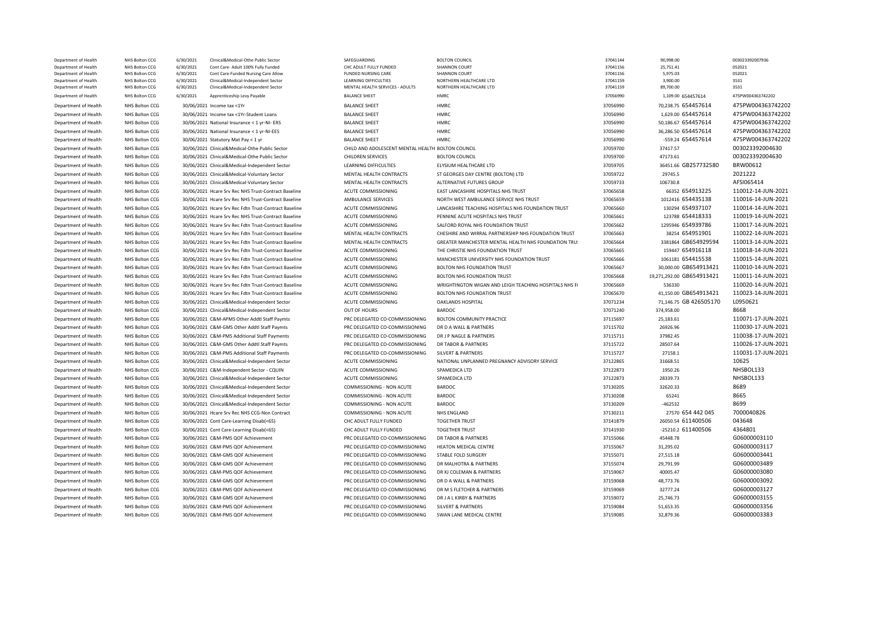| Department of Health | NHS Bolton CCG | 6/30/2021 | Clinical&Medical-Othe Public Sector | SAFEGUARDING | BOLTON COUNCIL | 37041144 | 90,998.00 | | 003023392007936 |
|---|---|---|---|---|---|---|---|---|---|
| Department of Health | NHS Bolton CCG | 6/30/2021 | Cont Care- Adult 100% Fully Funded | CHC ADULT FULLY FUNDED | SHANNON COURT | 37041156 | 25,751.41 | | 052021 |
| Department of Health | NHS Bolton CCG | 6/30/2021 | Cont Care-Funded Nursing Care Allow | FUNDED NURSING CARE | SHANNON COURT | 37041156 | 5,975.03 | | 052021 |
| Department of Health | NHS Bolton CCG | 6/30/2021 | Clinical&Medical-Independent Sector | LEARNING DIFFICULTIES | NORTHERN HEALTHCARE LTD | 37041159 | 3,900.00 | | 3531 |
| Department of Health | NHS Bolton CCG | 6/30/2021 | Clinical&Medical-Independent Sector | MENTAL HEALTH SERVICES - ADULTS | NORTHERN HEALTHCARE LTD | 37041159 | 89,700.00 | | 3531 |
| Department of Health | NHS Bolton CCG | 6/30/2021 | Apprenticeship Levy Payable | BALANCE SHEET | HMRC | 37056990 | 1,109.00 | 654457614 | 475PW004363742202 |
| Department of Health | NHS Bolton CCG | 30/06/2021 | Income tax <1Yr | BALANCE SHEET | HMRC | 37056990 | 70,238.75 | 654457614 | 475PW004363742202 |
| Department of Health | NHS Bolton CCG | 30/06/2021 | Income tax <1Yr-Student Loans | BALANCE SHEET | HMRC | 37056990 | 1,629.00 | 654457614 | 475PW004363742202 |
| Department of Health | NHS Bolton CCG | 30/06/2021 | National Insurance < 1 yr-NI- ERS | BALANCE SHEET | HMRC | 37056990 | 50,186.67 | 654457614 | 475PW004363742202 |
| Department of Health | NHS Bolton CCG | 30/06/2021 | National Insurance < 1 yr-NI-EES | BALANCE SHEET | HMRC | 37056990 | 36,286.50 | 654457614 | 475PW004363742202 |
| Department of Health | NHS Bolton CCG | 30/06/2021 | Statutory Mat Pay < 1 yr | BALANCE SHEET | HMRC | 37056990 | -559.24 | 654457614 | 475PW004363742202 |
| Department of Health | NHS Bolton CCG | 30/06/2021 | Clinical&Medical-Othe Public Sector | CHILD AND ADOLESCENT MENTAL HEALTH | BOLTON COUNCIL | 37059700 | 37417.57 | | 003023392004630 |
| Department of Health | NHS Bolton CCG | 30/06/2021 | Clinical&Medical-Othe Public Sector | CHILDREN SERVICES | BOLTON COUNCIL | 37059700 | 47173.61 | | 003023392004630 |
| Department of Health | NHS Bolton CCG | 30/06/2021 | Clinical&Medical-Independent Sector | LEARNING DIFFICULTIES | ELYSIUM HEALTHCARE LTD | 37059705 | 36451.66 | GB257732580 | BRW00612 |
| Department of Health | NHS Bolton CCG | 30/06/2021 | Clinical&Medical-Voluntary Sector | MENTAL HEALTH CONTRACTS | ST GEORGES DAY CENTRE (BOLTON) LTD | 37059722 | 29745.5 | | 2021222 |
| Department of Health | NHS Bolton CCG | 30/06/2021 | Clinical&Medical-Voluntary Sector | MENTAL HEALTH CONTRACTS | ALTERNATIVE FUTURES GROUP | 37059733 | 106730.8 | | AFSI065414 |
| Department of Health | NHS Bolton CCG | 30/06/2021 | Hcare Srv Rec NHS Trust-Contract Baseline | ACUTE COMMISSIONING | EAST LANCASHIRE HOSPITALS NHS TRUST | 37065658 | 66352 | 654913225 | 110012-14-JUN-2021 |
| Department of Health | NHS Bolton CCG | 30/06/2021 | Hcare Srv Rec NHS Trust-Contract Baseline | AMBULANCE SERVICES | NORTH WEST AMBULANCE SERVICE NHS TRUST | 37065659 | 1012416 | 654435138 | 110016-14-JUN-2021 |
| Department of Health | NHS Bolton CCG | 30/06/2021 | Hcare Srv Rec Fdtn Trust-Contract Baseline | ACUTE COMMISSIONING | LANCASHIRE TEACHING HOSPITALS NHS FOUNDATION TRUST | 37065660 | 130294 | 654937107 | 110014-14-JUN-2021 |
| Department of Health | NHS Bolton CCG | 30/06/2021 | Hcare Srv Rec NHS Trust-Contract Baseline | ACUTE COMMISSIONING | PENNINE ACUTE HOSPITALS NHS TRUST | 37065661 | 123788 | 654418333 | 110019-14-JUN-2021 |
| Department of Health | NHS Bolton CCG | 30/06/2021 | Hcare Srv Rec Fdtn Trust-Contract Baseline | ACUTE COMMISSIONING | SALFORD ROYAL NHS FOUNDATION TRUST | 37065662 | 1295946 | 654939786 | 110017-14-JUN-2021 |
| Department of Health | NHS Bolton CCG | 30/06/2021 | Hcare Srv Rec Fdtn Trust-Contract Baseline | MENTAL HEALTH CONTRACTS | CHESHIRE AND WIRRAL PARTNERSHIP NHS FOUNDATION TRUST | 37065663 | 38254 | 654951901 | 110022-14-JUN-2021 |
| Department of Health | NHS Bolton CCG | 30/06/2021 | Hcare Srv Rec Fdtn Trust-Contract Baseline | MENTAL HEALTH CONTRACTS | GREATER MANCHESTER MENTAL HEALTH NHS FOUNDATION TRU | 37065664 | 3381864 | GB654929594 | 110013-14-JUN-2021 |
| Department of Health | NHS Bolton CCG | 30/06/2021 | Hcare Srv Rec Fdtn Trust-Contract Baseline | ACUTE COMMISSIONING | THE CHRISTIE NHS FOUNDATION TRUST | 37065665 | 159447 | 654916118 | 110018-14-JUN-2021 |
| Department of Health | NHS Bolton CCG | 30/06/2021 | Hcare Srv Rec Fdtn Trust-Contract Baseline | ACUTE COMMISSIONING | MANCHESTER UNIVERSITY NHS FOUNDATION TRUST | 37065666 | 1061181 | 654415538 | 110015-14-JUN-2021 |
| Department of Health | NHS Bolton CCG | 30/06/2021 | Hcare Srv Rec Fdtn Trust-Contract Baseline | ACUTE COMMISSIONING | BOLTON NHS FOUNDATION TRUST | 37065667 | 30,000.00 | GB654913421 | 110010-14-JUN-2021 |
| Department of Health | NHS Bolton CCG | 30/06/2021 | Hcare Srv Rec Fdtn Trust-Contract Baseline | ACUTE COMMISSIONING | BOLTON NHS FOUNDATION TRUST | 37065668 | 19,271,292.00 | GB654913421 | 110011-14-JUN-2021 |
| Department of Health | NHS Bolton CCG | 30/06/2021 | Hcare Srv Rec Fdtn Trust-Contract Baseline | ACUTE COMMISSIONING | WRIGHTINGTON WIGAN AND LEIGH TEACHING HOSPITALS NHS F | 37065669 | 536330 | | 110020-14-JUN-2021 |
| Department of Health | NHS Bolton CCG | 30/06/2021 | Hcare Srv Rec Fdtn Trust-Contract Baseline | ACUTE COMMISSIONING | BOLTON NHS FOUNDATION TRUST | 37065670 | 41,150.00 | GB654913421 | 110023-14-JUN-2021 |
| Department of Health | NHS Bolton CCG | 30/06/2021 | Clinical&Medical-Independent Sector | ACUTE COMMISSIONING | OAKLANDS HOSPITAL | 37071234 | 71,146.75 | GB 426505170 | L0950621 |
| Department of Health | NHS Bolton CCG | 30/06/2021 | Clinical&Medical-Independent Sector | OUT OF HOURS | BARDOC | 37071240 | 374,958.00 | | 8668 |
| Department of Health | NHS Bolton CCG | 30/06/2021 | C&M-APMS Other Addtl Staff Paymts | PRC DELEGATED CO-COMMISSIONING | BOLTON COMMUNITY PRACTICE | 37115697 | 25,183.61 | | 110071-17-JUN-2021 |
| Department of Health | NHS Bolton CCG | 30/06/2021 | C&M-GMS Other Addtl Staff Paymts | PRC DELEGATED CO-COMMISSIONING | DR D A WALL & PARTNERS | 37115702 | 26926.96 | | 110030-17-JUN-2021 |
| Department of Health | NHS Bolton CCG | 30/06/2021 | C&M-PMS Additional Staff Payments | PRC DELEGATED CO-COMMISSIONING | DR J P NAGLE & PARTNERS | 37115711 | 37982.45 | | 110038-17-JUN-2021 |
| Department of Health | NHS Bolton CCG | 30/06/2021 | C&M-GMS Other Addtl Staff Paymts | PRC DELEGATED CO-COMMISSIONING | DR TABOR & PARTNERS | 37115722 | 28507.64 | | 110026-17-JUN-2021 |
| Department of Health | NHS Bolton CCG | 30/06/2021 | C&M-PMS Additional Staff Payments | PRC DELEGATED CO-COMMISSIONING | SILVERT & PARTNERS | 37115727 | 27158.1 | | 110031-17-JUN-2021 |
| Department of Health | NHS Bolton CCG | 30/06/2021 | Clinical&Medical-Independent Sector | ACUTE COMMISSIONING | NATIONAL UNPLANNED PREGNANCY ADVISORY SERVICE | 37122865 | 31668.51 | | 10625 |
| Department of Health | NHS Bolton CCG | 30/06/2021 | C&M-Independent Sector - CQUIN | ACUTE COMMISSIONING | SPAMEDICA LTD | 37122873 | 1950.26 | | NHSBOL133 |
| Department of Health | NHS Bolton CCG | 30/06/2021 | Clinical&Medical-Independent Sector | ACUTE COMMISSIONING | SPAMEDICA LTD | 37122873 | 28339.73 | | NHSBOL133 |
| Department of Health | NHS Bolton CCG | 30/06/2021 | Clinical&Medical-Independent Sector | COMMISSIONING - NON ACUTE | BARDOC | 37130205 | 32620.33 | | 8689 |
| Department of Health | NHS Bolton CCG | 30/06/2021 | Clinical&Medical-Independent Sector | COMMISSIONING - NON ACUTE | BARDOC | 37130208 | 65241 | | 8665 |
| Department of Health | NHS Bolton CCG | 30/06/2021 | Clinical&Medical-Independent Sector | COMMISSIONING - NON ACUTE | BARDOC | 37130209 | -462532 | | 8699 |
| Department of Health | NHS Bolton CCG | 30/06/2021 | Hcare Srv Rec NHS CCG-Non Contract | COMMISSIONING - NON ACUTE | NHS ENGLAND | 37130211 | 27570 | 654 442 045 | 7000040826 |
| Department of Health | NHS Bolton CCG | 30/06/2021 | Cont Care-Learning Disab(<65) | CHC ADULT FULLY FUNDED | TOGETHER TRUST | 37141879 | 26050.54 | 611400506 | 043648 |
| Department of Health | NHS Bolton CCG | 30/06/2021 | Cont Care-Learning Disab(<65) | CHC ADULT FULLY FUNDED | TOGETHER TRUST | 37141930 | -25210.2 | 611400506 | 4364801 |
| Department of Health | NHS Bolton CCG | 30/06/2021 | C&M-PMS QOF Achievement | PRC DELEGATED CO-COMMISSIONING | DR TABOR & PARTNERS | 37155066 | 45448.78 | | G06000003110 |
| Department of Health | NHS Bolton CCG | 30/06/2021 | C&M-PMS QOF Achievement | PRC DELEGATED CO-COMMISSIONING | HEATON MEDICAL CENTRE | 37155067 | 31,295.02 | | G06000003117 |
| Department of Health | NHS Bolton CCG | 30/06/2021 | C&M-GMS QOF Achievement | PRC DELEGATED CO-COMMISSIONING | STABLE FOLD SURGERY | 37155071 | 27,515.18 | | G06000003441 |
| Department of Health | NHS Bolton CCG | 30/06/2021 | C&M-GMS QOF Achievement | PRC DELEGATED CO-COMMISSIONING | DR MALHOTRA & PARTNERS | 37155074 | 29,791.99 | | G06000003489 |
| Department of Health | NHS Bolton CCG | 30/06/2021 | C&M-PMS QOF Achievement | PRC DELEGATED CO-COMMISSIONING | DR KJ COLEMAN & PARTNERS | 37159067 | 40005.47 | | G06000003080 |
| Department of Health | NHS Bolton CCG | 30/06/2021 | C&M-GMS QOF Achievement | PRC DELEGATED CO-COMMISSIONING | DR D A WALL & PARTNERS | 37159068 | 48,773.76 | | G06000003092 |
| Department of Health | NHS Bolton CCG | 30/06/2021 | C&M-PMS QOF Achievement | PRC DELEGATED CO-COMMISSIONING | DR M S FLETCHER & PARTNERS | 37159069 | 32777.24 | | G06000003127 |
| Department of Health | NHS Bolton CCG | 30/06/2021 | C&M-GMS QOF Achievement | PRC DELEGATED CO-COMMISSIONING | DR J A L KIRBY & PARTNERS | 37159072 | 25,746.73 | | G06000003155 |
| Department of Health | NHS Bolton CCG | 30/06/2021 | C&M-PMS QOF Achievement | PRC DELEGATED CO-COMMISSIONING | SILVERT & PARTNERS | 37159084 | 51,653.35 | | G06000003356 |
| Department of Health | NHS Bolton CCG | 30/06/2021 | C&M-PMS QOF Achievement | PRC DELEGATED CO-COMMISSIONING | SWAN LANE MEDICAL CENTRE | 37159085 | 32,879.36 | | G06000003383 |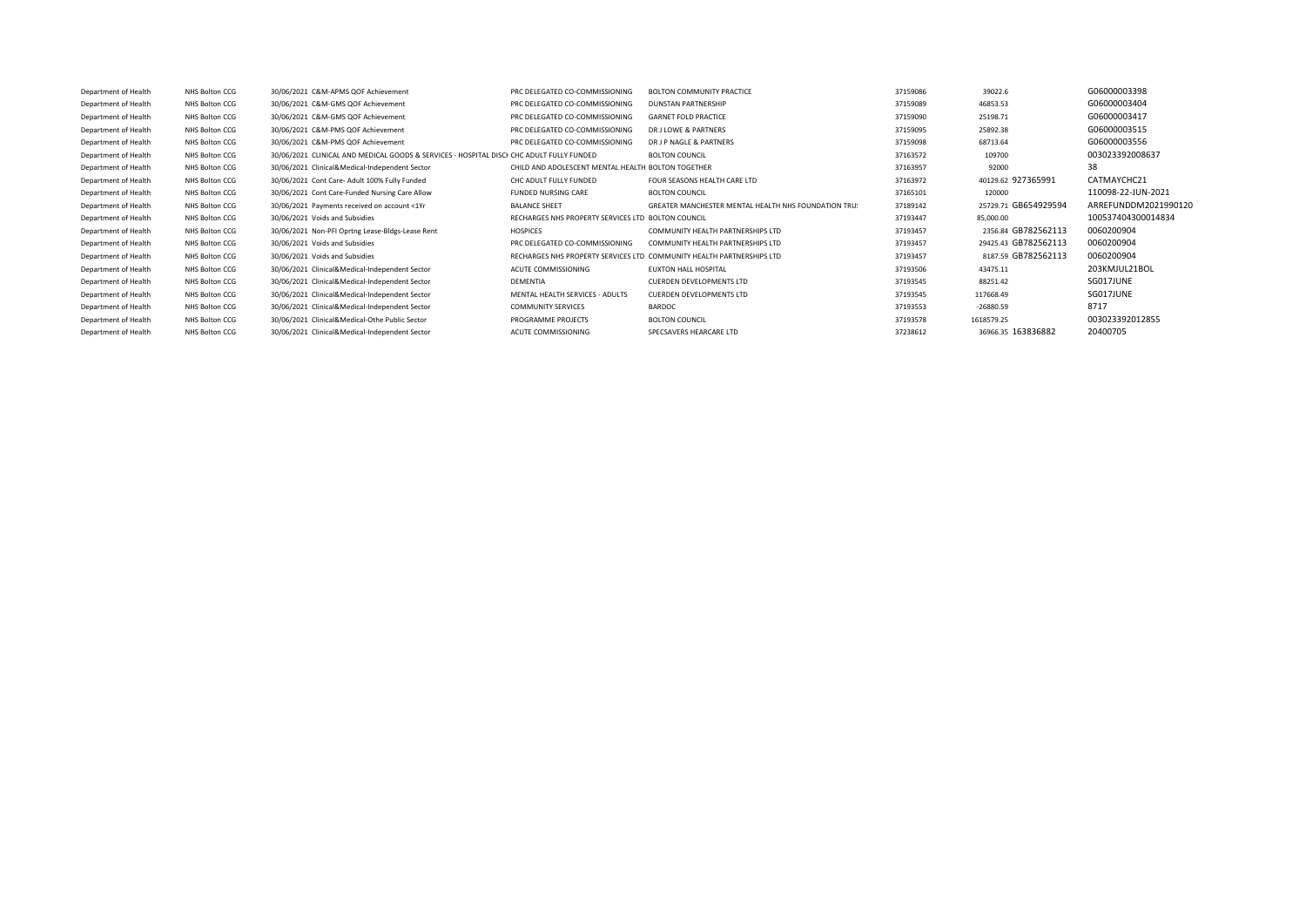| | | | | | | | | | |
|---|---|---|---|---|---|---|---|---|---|
| Department of Health | NHS Bolton CCG | 30/06/2021 | C&M-APMS QOF Achievement | PRC DELEGATED CO-COMMISSIONING | BOLTON COMMUNITY PRACTICE | 37159086 | 39022.6 | | G06000003398 |
| Department of Health | NHS Bolton CCG | 30/06/2021 | C&M-GMS QOF Achievement | PRC DELEGATED CO-COMMISSIONING | DUNSTAN PARTNERSHIP | 37159089 | 46853.53 | | G06000003404 |
| Department of Health | NHS Bolton CCG | 30/06/2021 | C&M-GMS QOF Achievement | PRC DELEGATED CO-COMMISSIONING | GARNET FOLD PRACTICE | 37159090 | 25198.71 | | G06000003417 |
| Department of Health | NHS Bolton CCG | 30/06/2021 | C&M-PMS QOF Achievement | PRC DELEGATED CO-COMMISSIONING | DR J LOWE & PARTNERS | 37159095 | 25892.38 | | G06000003515 |
| Department of Health | NHS Bolton CCG | 30/06/2021 | C&M-PMS QOF Achievement | PRC DELEGATED CO-COMMISSIONING | DR J P NAGLE & PARTNERS | 37159098 | 68713.64 | | G06000003556 |
| Department of Health | NHS Bolton CCG | 30/06/2021 | CLINICAL AND MEDICAL GOODS & SERVICES - HOSPITAL DISCH | CHC ADULT FULLY FUNDED | BOLTON COUNCIL | 37163572 | 109700 | | 003023392008637 |
| Department of Health | NHS Bolton CCG | 30/06/2021 | Clinical&Medical-Independent Sector | CHILD AND ADOLESCENT MENTAL HEALTH | BOLTON TOGETHER | 37163957 | 92000 | | 38 |
| Department of Health | NHS Bolton CCG | 30/06/2021 | Cont Care- Adult 100% Fully Funded | CHC ADULT FULLY FUNDED | FOUR SEASONS HEALTH CARE LTD | 37163972 | 40129.62 | 927365991 | CATMAYCHC21 |
| Department of Health | NHS Bolton CCG | 30/06/2021 | Cont Care-Funded Nursing Care Allow | FUNDED NURSING CARE | BOLTON COUNCIL | 37165101 | 120000 | | 110098-22-JUN-2021 |
| Department of Health | NHS Bolton CCG | 30/06/2021 | Payments received on account <1Yr | BALANCE SHEET | GREATER MANCHESTER MENTAL HEALTH NHS FOUNDATION TRUS | 37189142 | 25729.71 | GB654929594 | ARREFUNDDM2021990120 |
| Department of Health | NHS Bolton CCG | 30/06/2021 | Voids and Subsidies | RECHARGES NHS PROPERTY SERVICES LTD | BOLTON COUNCIL | 37193447 | 85,000.00 | | 100537404300014834 |
| Department of Health | NHS Bolton CCG | 30/06/2021 | Non-PFI Oprtng Lease-Bldgs-Lease Rent | HOSPICES | COMMUNITY HEALTH PARTNERSHIPS LTD | 37193457 | 2356.84 | GB782562113 | 0060200904 |
| Department of Health | NHS Bolton CCG | 30/06/2021 | Voids and Subsidies | PRC DELEGATED CO-COMMISSIONING | COMMUNITY HEALTH PARTNERSHIPS LTD | 37193457 | 29425.43 | GB782562113 | 0060200904 |
| Department of Health | NHS Bolton CCG | 30/06/2021 | Voids and Subsidies | RECHARGES NHS PROPERTY SERVICES LTD | COMMUNITY HEALTH PARTNERSHIPS LTD | 37193457 | 8187.59 | GB782562113 | 0060200904 |
| Department of Health | NHS Bolton CCG | 30/06/2021 | Clinical&Medical-Independent Sector | ACUTE COMMISSIONING | EUXTON HALL HOSPITAL | 37193506 | 43475.11 | | 203KMJUL21BOL |
| Department of Health | NHS Bolton CCG | 30/06/2021 | Clinical&Medical-Independent Sector | DEMENTIA | CUERDEN DEVELOPMENTS LTD | 37193545 | 88251.42 | | SG017JUNE |
| Department of Health | NHS Bolton CCG | 30/06/2021 | Clinical&Medical-Independent Sector | MENTAL HEALTH SERVICES - ADULTS | CUERDEN DEVELOPMENTS LTD | 37193545 | 117668.49 | | SG017JUNE |
| Department of Health | NHS Bolton CCG | 30/06/2021 | Clinical&Medical-Independent Sector | COMMUNITY SERVICES | BARDOC | 37193553 | -26880.59 | | 8717 |
| Department of Health | NHS Bolton CCG | 30/06/2021 | Clinical&Medical-Othe Public Sector | PROGRAMME PROJECTS | BOLTON COUNCIL | 37193578 | 1618579.25 | | 003023392012855 |
| Department of Health | NHS Bolton CCG | 30/06/2021 | Clinical&Medical-Independent Sector | ACUTE COMMISSIONING | SPECSAVERS HEARCARE LTD | 37238612 | 36966.35 | 163836882 | 20400705 |